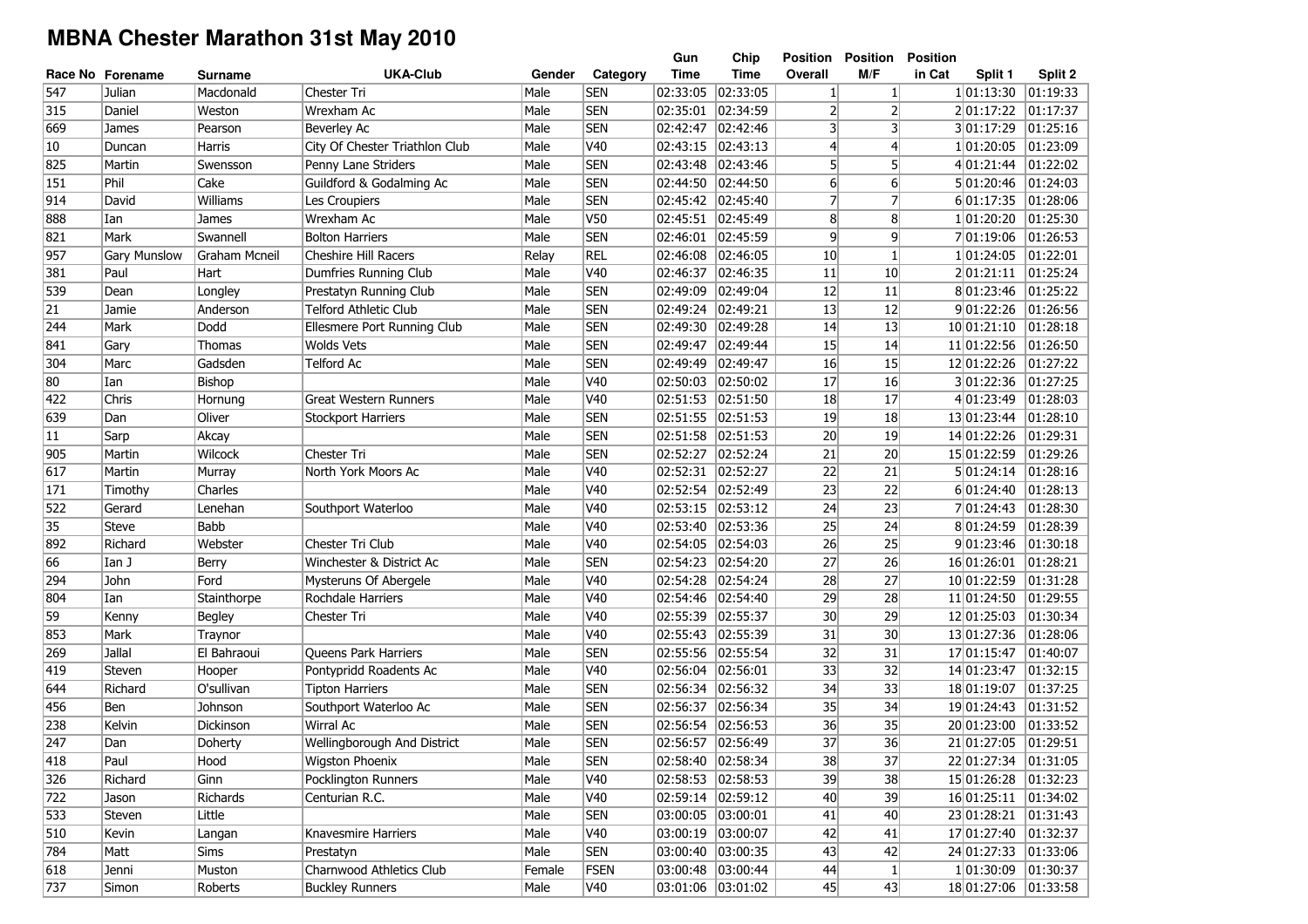# MBNA Chester Marathon 31st May 2010

| Race No | Forename | Surname | UKA-Club | Gender | Category | Gun Time | Chip Time | Position Overall | Position M/F | Position in Cat | Split 1 | Split 2 |
|---|---|---|---|---|---|---|---|---|---|---|---|---|
| 547 | Julian | Macdonald | Chester Tri | Male | SEN | 02:33:05 | 02:33:05 | 1 | 1 | 1 | 01:13:30 | 01:19:33 |
| 315 | Daniel | Weston | Wrexham Ac | Male | SEN | 02:35:01 | 02:34:59 | 2 | 2 | 2 | 01:17:22 | 01:17:37 |
| 669 | James | Pearson | Beverley Ac | Male | SEN | 02:42:47 | 02:42:46 | 3 | 3 | 3 | 01:17:29 | 01:25:16 |
| 10 | Duncan | Harris | City Of Chester Triathlon Club | Male | V40 | 02:43:15 | 02:43:13 | 4 | 4 | 1 | 01:20:05 | 01:23:09 |
| 825 | Martin | Swensson | Penny Lane Striders | Male | SEN | 02:43:48 | 02:43:46 | 5 | 5 | 4 | 01:21:44 | 01:22:02 |
| 151 | Phil | Cake | Guildford & Godalming Ac | Male | SEN | 02:44:50 | 02:44:50 | 6 | 6 | 5 | 01:20:46 | 01:24:03 |
| 914 | David | Williams | Les Croupiers | Male | SEN | 02:45:42 | 02:45:40 | 7 | 7 | 6 | 01:17:35 | 01:28:06 |
| 888 | Ian | James | Wrexham Ac | Male | V50 | 02:45:51 | 02:45:49 | 8 | 8 | 1 | 01:20:20 | 01:25:30 |
| 821 | Mark | Swannell | Bolton Harriers | Male | SEN | 02:46:01 | 02:45:59 | 9 | 9 | 7 | 01:19:06 | 01:26:53 |
| 957 | Gary Munslow | Graham Mcneil | Cheshire Hill Racers | Relay | REL | 02:46:08 | 02:46:05 | 10 | 1 | 1 | 01:24:05 | 01:22:01 |
| 381 | Paul | Hart | Dumfries Running Club | Male | V40 | 02:46:37 | 02:46:35 | 11 | 10 | 2 | 01:21:11 | 01:25:24 |
| 539 | Dean | Longley | Prestatyn Running Club | Male | SEN | 02:49:09 | 02:49:04 | 12 | 11 | 8 | 01:23:46 | 01:25:22 |
| 21 | Jamie | Anderson | Telford Athletic Club | Male | SEN | 02:49:24 | 02:49:21 | 13 | 12 | 9 | 01:22:26 | 01:26:56 |
| 244 | Mark | Dodd | Ellesmere Port Running Club | Male | SEN | 02:49:30 | 02:49:28 | 14 | 13 | 10 | 01:21:10 | 01:28:18 |
| 841 | Gary | Thomas | Wolds Vets | Male | SEN | 02:49:47 | 02:49:44 | 15 | 14 | 11 | 01:22:56 | 01:26:50 |
| 304 | Marc | Gadsden | Telford Ac | Male | SEN | 02:49:49 | 02:49:47 | 16 | 15 | 12 | 01:22:26 | 01:27:22 |
| 80 | Ian | Bishop | | Male | V40 | 02:50:03 | 02:50:02 | 17 | 16 | 3 | 01:22:36 | 01:27:25 |
| 422 | Chris | Hornung | Great Western Runners | Male | V40 | 02:51:53 | 02:51:50 | 18 | 17 | 4 | 01:23:49 | 01:28:03 |
| 639 | Dan | Oliver | Stockport Harriers | Male | SEN | 02:51:55 | 02:51:53 | 19 | 18 | 13 | 01:23:44 | 01:28:10 |
| 11 | Sarp | Akcay | | Male | SEN | 02:51:58 | 02:51:53 | 20 | 19 | 14 | 01:22:26 | 01:29:31 |
| 905 | Martin | Wilcock | Chester Tri | Male | SEN | 02:52:27 | 02:52:24 | 21 | 20 | 15 | 01:22:59 | 01:29:26 |
| 617 | Martin | Murray | North York Moors Ac | Male | V40 | 02:52:31 | 02:52:27 | 22 | 21 | 5 | 01:24:14 | 01:28:16 |
| 171 | Timothy | Charles | | Male | V40 | 02:52:54 | 02:52:49 | 23 | 22 | 6 | 01:24:40 | 01:28:13 |
| 522 | Gerard | Lenehan | Southport Waterloo | Male | V40 | 02:53:15 | 02:53:12 | 24 | 23 | 7 | 01:24:43 | 01:28:30 |
| 35 | Steve | Babb | | Male | V40 | 02:53:40 | 02:53:36 | 25 | 24 | 8 | 01:24:59 | 01:28:39 |
| 892 | Richard | Webster | Chester Tri Club | Male | V40 | 02:54:05 | 02:54:03 | 26 | 25 | 9 | 01:23:46 | 01:30:18 |
| 66 | Ian J | Berry | Winchester & District Ac | Male | SEN | 02:54:23 | 02:54:20 | 27 | 26 | 16 | 01:26:01 | 01:28:21 |
| 294 | John | Ford | Mysteruns Of Abergele | Male | V40 | 02:54:28 | 02:54:24 | 28 | 27 | 10 | 01:22:59 | 01:31:28 |
| 804 | Ian | Stainthorpe | Rochdale Harriers | Male | V40 | 02:54:46 | 02:54:40 | 29 | 28 | 11 | 01:24:50 | 01:29:55 |
| 59 | Kenny | Begley | Chester Tri | Male | V40 | 02:55:39 | 02:55:37 | 30 | 29 | 12 | 01:25:03 | 01:30:34 |
| 853 | Mark | Traynor | | Male | V40 | 02:55:43 | 02:55:39 | 31 | 30 | 13 | 01:27:36 | 01:28:06 |
| 269 | Jallal | El Bahraoui | Queens Park Harriers | Male | SEN | 02:55:56 | 02:55:54 | 32 | 31 | 17 | 01:15:47 | 01:40:07 |
| 419 | Steven | Hooper | Pontypridd Roadents Ac | Male | V40 | 02:56:04 | 02:56:01 | 33 | 32 | 14 | 01:23:47 | 01:32:15 |
| 644 | Richard | O'sullivan | Tipton Harriers | Male | SEN | 02:56:34 | 02:56:32 | 34 | 33 | 18 | 01:19:07 | 01:37:25 |
| 456 | Ben | Johnson | Southport Waterloo Ac | Male | SEN | 02:56:37 | 02:56:34 | 35 | 34 | 19 | 01:24:43 | 01:31:52 |
| 238 | Kelvin | Dickinson | Wirral Ac | Male | SEN | 02:56:54 | 02:56:53 | 36 | 35 | 20 | 01:23:00 | 01:33:52 |
| 247 | Dan | Doherty | Wellingborough And District | Male | SEN | 02:56:57 | 02:56:49 | 37 | 36 | 21 | 01:27:05 | 01:29:51 |
| 418 | Paul | Hood | Wigston Phoenix | Male | SEN | 02:58:40 | 02:58:34 | 38 | 37 | 22 | 01:27:34 | 01:31:05 |
| 326 | Richard | Ginn | Pocklington Runners | Male | V40 | 02:58:53 | 02:58:53 | 39 | 38 | 15 | 01:26:28 | 01:32:23 |
| 722 | Jason | Richards | Centurian R.C. | Male | V40 | 02:59:14 | 02:59:12 | 40 | 39 | 16 | 01:25:11 | 01:34:02 |
| 533 | Steven | Little | | Male | SEN | 03:00:05 | 03:00:01 | 41 | 40 | 23 | 01:28:21 | 01:31:43 |
| 510 | Kevin | Langan | Knavesmire Harriers | Male | V40 | 03:00:19 | 03:00:07 | 42 | 41 | 17 | 01:27:40 | 01:32:37 |
| 784 | Matt | Sims | Prestatyn | Male | SEN | 03:00:40 | 03:00:35 | 43 | 42 | 24 | 01:27:33 | 01:33:06 |
| 618 | Jenni | Muston | Charnwood Athletics Club | Female | FSEN | 03:00:48 | 03:00:44 | 44 | 1 | 1 | 01:30:09 | 01:30:37 |
| 737 | Simon | Roberts | Buckley Runners | Male | V40 | 03:01:06 | 03:01:02 | 45 | 43 | 18 | 01:27:06 | 01:33:58 |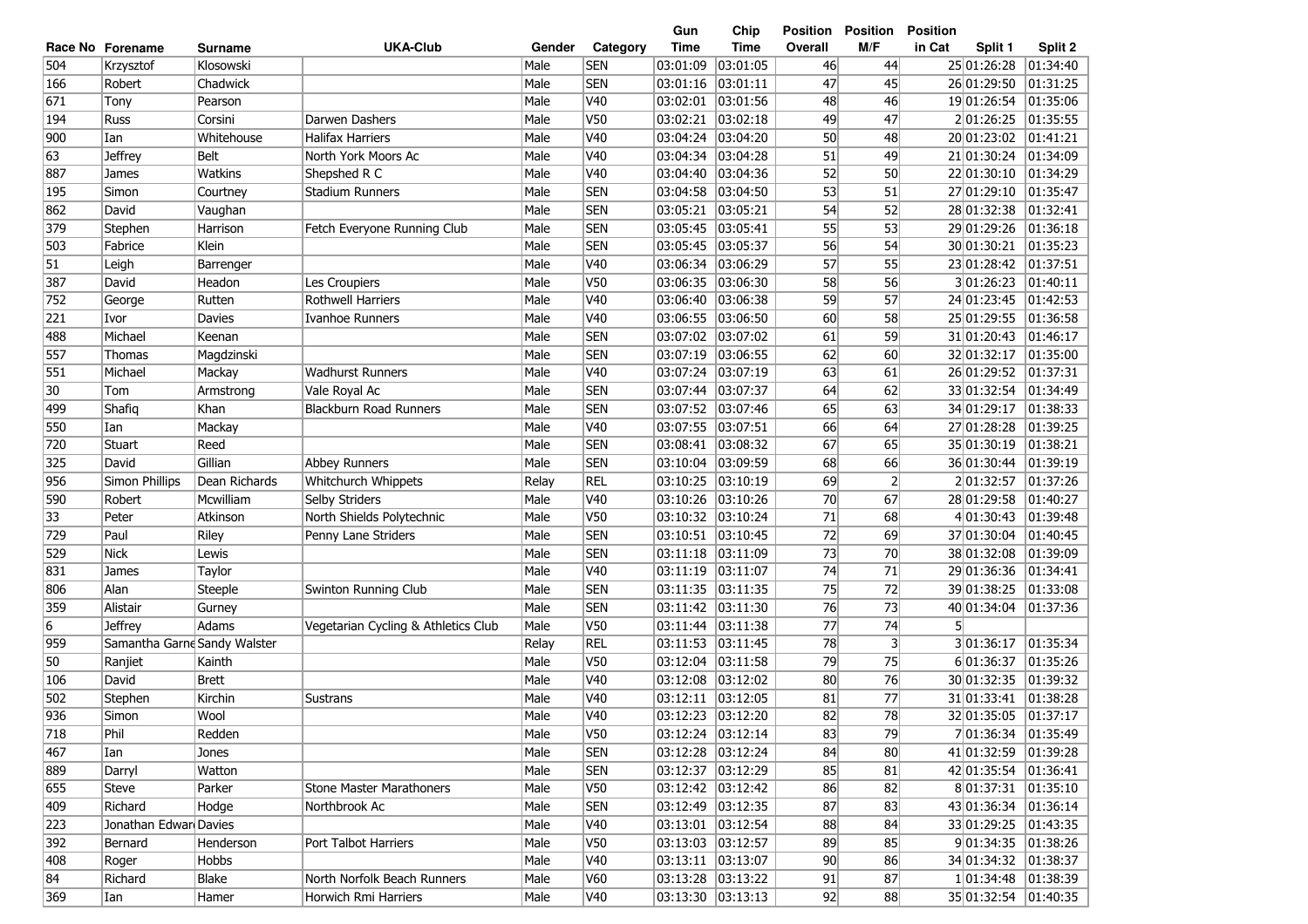| Race No | Forename | Surname | UKA-Club | Gender | Category | Gun Time | Chip Time | Position Overall | Position M/F | Position in Cat | Split 1 | Split 2 |
|---|---|---|---|---|---|---|---|---|---|---|---|---|
| 504 | Krzysztof | Klosowski | | Male | SEN | 03:01:09 | 03:01:05 | 46 | 44 | 25 | 01:26:28 | 01:34:40 |
| 166 | Robert | Chadwick | | Male | SEN | 03:01:16 | 03:01:11 | 47 | 45 | 26 | 01:29:50 | 01:31:25 |
| 671 | Tony | Pearson | | Male | V40 | 03:02:01 | 03:01:56 | 48 | 46 | 19 | 01:26:54 | 01:35:06 |
| 194 | Russ | Corsini | Darwen Dashers | Male | V50 | 03:02:21 | 03:02:18 | 49 | 47 | 2 | 01:26:25 | 01:35:55 |
| 900 | Ian | Whitehouse | Halifax Harriers | Male | V40 | 03:04:24 | 03:04:20 | 50 | 48 | 20 | 01:23:02 | 01:41:21 |
| 63 | Jeffrey | Belt | North York Moors Ac | Male | V40 | 03:04:34 | 03:04:28 | 51 | 49 | 21 | 01:30:24 | 01:34:09 |
| 887 | James | Watkins | Shepshed R C | Male | V40 | 03:04:40 | 03:04:36 | 52 | 50 | 22 | 01:30:10 | 01:34:29 |
| 195 | Simon | Courtney | Stadium Runners | Male | SEN | 03:04:58 | 03:04:50 | 53 | 51 | 27 | 01:29:10 | 01:35:47 |
| 862 | David | Vaughan | | Male | SEN | 03:05:21 | 03:05:21 | 54 | 52 | 28 | 01:32:38 | 01:32:41 |
| 379 | Stephen | Harrison | Fetch Everyone Running Club | Male | SEN | 03:05:45 | 03:05:41 | 55 | 53 | 29 | 01:29:26 | 01:36:18 |
| 503 | Fabrice | Klein | | Male | SEN | 03:05:45 | 03:05:37 | 56 | 54 | 30 | 01:30:21 | 01:35:23 |
| 51 | Leigh | Barrenger | | Male | V40 | 03:06:34 | 03:06:29 | 57 | 55 | 23 | 01:28:42 | 01:37:51 |
| 387 | David | Headon | Les Croupiers | Male | V50 | 03:06:35 | 03:06:30 | 58 | 56 | 3 | 01:26:23 | 01:40:11 |
| 752 | George | Rutten | Rothwell Harriers | Male | V40 | 03:06:40 | 03:06:38 | 59 | 57 | 24 | 01:23:45 | 01:42:53 |
| 221 | Ivor | Davies | Ivanhoe Runners | Male | V40 | 03:06:55 | 03:06:50 | 60 | 58 | 25 | 01:29:55 | 01:36:58 |
| 488 | Michael | Keenan | | Male | SEN | 03:07:02 | 03:07:02 | 61 | 59 | 31 | 01:20:43 | 01:46:17 |
| 557 | Thomas | Magdzinski | | Male | SEN | 03:07:19 | 03:06:55 | 62 | 60 | 32 | 01:32:17 | 01:35:00 |
| 551 | Michael | Mackay | Wadhurst Runners | Male | V40 | 03:07:24 | 03:07:19 | 63 | 61 | 26 | 01:29:52 | 01:37:31 |
| 30 | Tom | Armstrong | Vale Royal Ac | Male | SEN | 03:07:44 | 03:07:37 | 64 | 62 | 33 | 01:32:54 | 01:34:49 |
| 499 | Shafiq | Khan | Blackburn Road Runners | Male | SEN | 03:07:52 | 03:07:46 | 65 | 63 | 34 | 01:29:17 | 01:38:33 |
| 550 | Ian | Mackay | | Male | V40 | 03:07:55 | 03:07:51 | 66 | 64 | 27 | 01:28:28 | 01:39:25 |
| 720 | Stuart | Reed | | Male | SEN | 03:08:41 | 03:08:32 | 67 | 65 | 35 | 01:30:19 | 01:38:21 |
| 325 | David | Gillian | Abbey Runners | Male | SEN | 03:10:04 | 03:09:59 | 68 | 66 | 36 | 01:30:44 | 01:39:19 |
| 956 | Simon Phillips | Dean Richards | Whitchurch Whippets | Relay | REL | 03:10:25 | 03:10:19 | 69 | 2 | 2 | 01:32:57 | 01:37:26 |
| 590 | Robert | Mcwilliam | Selby Striders | Male | V40 | 03:10:26 | 03:10:26 | 70 | 67 | 28 | 01:29:58 | 01:40:27 |
| 33 | Peter | Atkinson | North Shields Polytechnic | Male | V50 | 03:10:32 | 03:10:24 | 71 | 68 | 4 | 01:30:43 | 01:39:48 |
| 729 | Paul | Riley | Penny Lane Striders | Male | SEN | 03:10:51 | 03:10:45 | 72 | 69 | 37 | 01:30:04 | 01:40:45 |
| 529 | Nick | Lewis | | Male | SEN | 03:11:18 | 03:11:09 | 73 | 70 | 38 | 01:32:08 | 01:39:09 |
| 831 | James | Taylor | | Male | V40 | 03:11:19 | 03:11:07 | 74 | 71 | 29 | 01:36:36 | 01:34:41 |
| 806 | Alan | Steeple | Swinton Running Club | Male | SEN | 03:11:35 | 03:11:35 | 75 | 72 | 39 | 01:38:25 | 01:33:08 |
| 359 | Alistair | Gurney | | Male | SEN | 03:11:42 | 03:11:30 | 76 | 73 | 40 | 01:34:04 | 01:37:36 |
| 6 | Jeffrey | Adams | Vegetarian Cycling & Athletics Club | Male | V50 | 03:11:44 | 03:11:38 | 77 | 74 | 5 | | |
| 959 | Samantha Garne | Sandy Walster | | Relay | REL | 03:11:53 | 03:11:45 | 78 | 3 | 3 | 01:36:17 | 01:35:34 |
| 50 | Ranjiet | Kainth | | Male | V50 | 03:12:04 | 03:11:58 | 79 | 75 | 6 | 01:36:37 | 01:35:26 |
| 106 | David | Brett | | Male | V40 | 03:12:08 | 03:12:02 | 80 | 76 | 30 | 01:32:35 | 01:39:32 |
| 502 | Stephen | Kirchin | Sustrans | Male | V40 | 03:12:11 | 03:12:05 | 81 | 77 | 31 | 01:33:41 | 01:38:28 |
| 936 | Simon | Wool | | Male | V40 | 03:12:23 | 03:12:20 | 82 | 78 | 32 | 01:35:05 | 01:37:17 |
| 718 | Phil | Redden | | Male | V50 | 03:12:24 | 03:12:14 | 83 | 79 | 7 | 01:36:34 | 01:35:49 |
| 467 | Ian | Jones | | Male | SEN | 03:12:28 | 03:12:24 | 84 | 80 | 41 | 01:32:59 | 01:39:28 |
| 889 | Darryl | Watton | | Male | SEN | 03:12:37 | 03:12:29 | 85 | 81 | 42 | 01:35:54 | 01:36:41 |
| 655 | Steve | Parker | Stone Master Marathoners | Male | V50 | 03:12:42 | 03:12:42 | 86 | 82 | 8 | 01:37:31 | 01:35:10 |
| 409 | Richard | Hodge | Northbrook Ac | Male | SEN | 03:12:49 | 03:12:35 | 87 | 83 | 43 | 01:36:34 | 01:36:14 |
| 223 | Jonathan Edward | Davies | | Male | V40 | 03:13:01 | 03:12:54 | 88 | 84 | 33 | 01:29:25 | 01:43:35 |
| 392 | Bernard | Henderson | Port Talbot Harriers | Male | V50 | 03:13:03 | 03:12:57 | 89 | 85 | 9 | 01:34:35 | 01:38:26 |
| 408 | Roger | Hobbs | | Male | V40 | 03:13:11 | 03:13:07 | 90 | 86 | 34 | 01:34:32 | 01:38:37 |
| 84 | Richard | Blake | North Norfolk Beach Runners | Male | V60 | 03:13:28 | 03:13:22 | 91 | 87 | 1 | 01:34:48 | 01:38:39 |
| 369 | Ian | Hamer | Horwich Rmi Harriers | Male | V40 | 03:13:30 | 03:13:13 | 92 | 88 | 35 | 01:32:54 | 01:40:35 |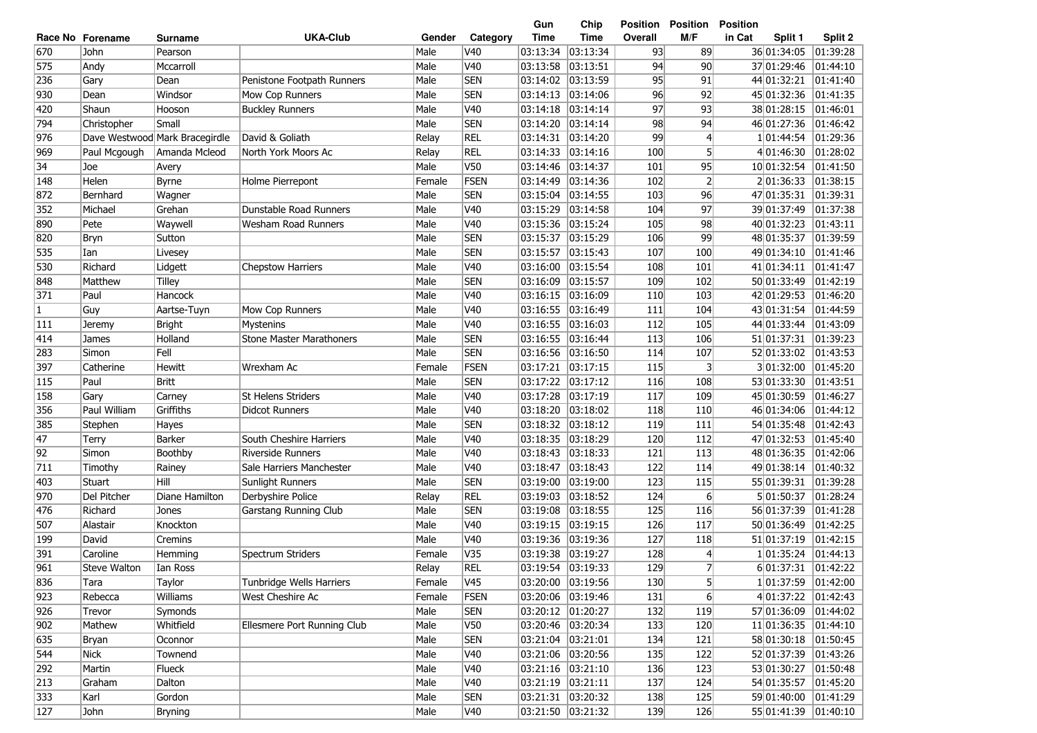| Race No | Forename | Surname | UKA-Club | Gender | Category | Gun Time | Chip Time | Position Overall | Position M/F | Position in Cat | Split 1 | Split 2 |
|---|---|---|---|---|---|---|---|---|---|---|---|---|
| 670 | John | Pearson | | Male | V40 | 03:13:34 | 03:13:34 | 93 | 89 | 36 | 01:34:05 | 01:39:28 |
| 575 | Andy | Mccarroll | | Male | V40 | 03:13:58 | 03:13:51 | 94 | 90 | 37 | 01:29:46 | 01:44:10 |
| 236 | Gary | Dean | Penistone Footpath Runners | Male | SEN | 03:14:02 | 03:13:59 | 95 | 91 | 44 | 01:32:21 | 01:41:40 |
| 930 | Dean | Windsor | Mow Cop Runners | Male | SEN | 03:14:13 | 03:14:06 | 96 | 92 | 45 | 01:32:36 | 01:41:35 |
| 420 | Shaun | Hooson | Buckley Runners | Male | V40 | 03:14:18 | 03:14:14 | 97 | 93 | 38 | 01:28:15 | 01:46:01 |
| 794 | Christopher | Small | | Male | SEN | 03:14:20 | 03:14:14 | 98 | 94 | 46 | 01:27:36 | 01:46:42 |
| 976 | Dave Westwood | Mark Bracegirdle | David & Goliath | Relay | REL | 03:14:31 | 03:14:20 | 99 | 4 | 1 | 01:44:54 | 01:29:36 |
| 969 | Paul Mcgough | Amanda Mcleod | North York Moors Ac | Relay | REL | 03:14:33 | 03:14:16 | 100 | 5 | 4 | 01:46:30 | 01:28:02 |
| 34 | Joe | Avery | | Male | V50 | 03:14:46 | 03:14:37 | 101 | 95 | 10 | 01:32:54 | 01:41:50 |
| 148 | Helen | Byrne | Holme Pierrepont | Female | FSEN | 03:14:49 | 03:14:36 | 102 | 2 | 2 | 01:36:33 | 01:38:15 |
| 872 | Bernhard | Wagner | | Male | SEN | 03:15:04 | 03:14:55 | 103 | 96 | 47 | 01:35:31 | 01:39:31 |
| 352 | Michael | Grehan | Dunstable Road Runners | Male | V40 | 03:15:29 | 03:14:58 | 104 | 97 | 39 | 01:37:49 | 01:37:38 |
| 890 | Pete | Waywell | Wesham Road Runners | Male | V40 | 03:15:36 | 03:15:24 | 105 | 98 | 40 | 01:32:23 | 01:43:11 |
| 820 | Bryn | Sutton | | Male | SEN | 03:15:37 | 03:15:29 | 106 | 99 | 48 | 01:35:37 | 01:39:59 |
| 535 | Ian | Livesey | | Male | SEN | 03:15:57 | 03:15:43 | 107 | 100 | 49 | 01:34:10 | 01:41:46 |
| 530 | Richard | Lidgett | Chepstow Harriers | Male | V40 | 03:16:00 | 03:15:54 | 108 | 101 | 41 | 01:34:11 | 01:41:47 |
| 848 | Matthew | Tilley | | Male | SEN | 03:16:09 | 03:15:57 | 109 | 102 | 50 | 01:33:49 | 01:42:19 |
| 371 | Paul | Hancock | | Male | V40 | 03:16:15 | 03:16:09 | 110 | 103 | 42 | 01:29:53 | 01:46:20 |
| 1 | Guy | Aartse-Tuyn | Mow Cop Runners | Male | V40 | 03:16:55 | 03:16:49 | 111 | 104 | 43 | 01:31:54 | 01:44:59 |
| 111 | Jeremy | Bright | Mystenins | Male | V40 | 03:16:55 | 03:16:03 | 112 | 105 | 44 | 01:33:44 | 01:43:09 |
| 414 | James | Holland | Stone Master Marathoners | Male | SEN | 03:16:55 | 03:16:44 | 113 | 106 | 51 | 01:37:31 | 01:39:23 |
| 283 | Simon | Fell | | Male | SEN | 03:16:56 | 03:16:50 | 114 | 107 | 52 | 01:33:02 | 01:43:53 |
| 397 | Catherine | Hewitt | Wrexham Ac | Female | FSEN | 03:17:21 | 03:17:15 | 115 | 3 | 3 | 01:32:00 | 01:45:20 |
| 115 | Paul | Britt | | Male | SEN | 03:17:22 | 03:17:12 | 116 | 108 | 53 | 01:33:30 | 01:43:51 |
| 158 | Gary | Carney | St Helens Striders | Male | V40 | 03:17:28 | 03:17:19 | 117 | 109 | 45 | 01:30:59 | 01:46:27 |
| 356 | Paul William | Griffiths | Didcot Runners | Male | V40 | 03:18:20 | 03:18:02 | 118 | 110 | 46 | 01:34:06 | 01:44:12 |
| 385 | Stephen | Hayes | | Male | SEN | 03:18:32 | 03:18:12 | 119 | 111 | 54 | 01:35:48 | 01:42:43 |
| 47 | Terry | Barker | South Cheshire Harriers | Male | V40 | 03:18:35 | 03:18:29 | 120 | 112 | 47 | 01:32:53 | 01:45:40 |
| 92 | Simon | Boothby | Riverside Runners | Male | V40 | 03:18:43 | 03:18:33 | 121 | 113 | 48 | 01:36:35 | 01:42:06 |
| 711 | Timothy | Rainey | Sale Harriers Manchester | Male | V40 | 03:18:47 | 03:18:43 | 122 | 114 | 49 | 01:38:14 | 01:40:32 |
| 403 | Stuart | Hill | Sunlight Runners | Male | SEN | 03:19:00 | 03:19:00 | 123 | 115 | 55 | 01:39:31 | 01:39:28 |
| 970 | Del Pitcher | Diane Hamilton | Derbyshire Police | Relay | REL | 03:19:03 | 03:18:52 | 124 | 6 | 5 | 01:50:37 | 01:28:24 |
| 476 | Richard | Jones | Garstang Running Club | Male | SEN | 03:19:08 | 03:18:55 | 125 | 116 | 56 | 01:37:39 | 01:41:28 |
| 507 | Alastair | Knockton | | Male | V40 | 03:19:15 | 03:19:15 | 126 | 117 | 50 | 01:36:49 | 01:42:25 |
| 199 | David | Cremins | | Male | V40 | 03:19:36 | 03:19:36 | 127 | 118 | 51 | 01:37:19 | 01:42:15 |
| 391 | Caroline | Hemming | Spectrum Striders | Female | V35 | 03:19:38 | 03:19:27 | 128 | 4 | 1 | 01:35:24 | 01:44:13 |
| 961 | Steve Walton | Ian Ross | | Relay | REL | 03:19:54 | 03:19:33 | 129 | 7 | 6 | 01:37:31 | 01:42:22 |
| 836 | Tara | Taylor | Tunbridge Wells Harriers | Female | V45 | 03:20:00 | 03:19:56 | 130 | 5 | 1 | 01:37:59 | 01:42:00 |
| 923 | Rebecca | Williams | West Cheshire Ac | Female | FSEN | 03:20:06 | 03:19:46 | 131 | 6 | 4 | 01:37:22 | 01:42:43 |
| 926 | Trevor | Symonds | | Male | SEN | 03:20:12 | 01:20:27 | 132 | 119 | 57 | 01:36:09 | 01:44:02 |
| 902 | Mathew | Whitfield | Ellesmere Port Running Club | Male | V50 | 03:20:46 | 03:20:34 | 133 | 120 | 11 | 01:36:35 | 01:44:10 |
| 635 | Bryan | Oconnor | | Male | SEN | 03:21:04 | 03:21:01 | 134 | 121 | 58 | 01:30:18 | 01:50:45 |
| 544 | Nick | Townend | | Male | V40 | 03:21:06 | 03:20:56 | 135 | 122 | 52 | 01:37:39 | 01:43:26 |
| 292 | Martin | Flueck | | Male | V40 | 03:21:16 | 03:21:10 | 136 | 123 | 53 | 01:30:27 | 01:50:48 |
| 213 | Graham | Dalton | | Male | V40 | 03:21:19 | 03:21:11 | 137 | 124 | 54 | 01:35:57 | 01:45:20 |
| 333 | Karl | Gordon | | Male | SEN | 03:21:31 | 03:20:32 | 138 | 125 | 59 | 01:40:00 | 01:41:29 |
| 127 | John | Bryning | | Male | V40 | 03:21:50 | 03:21:32 | 139 | 126 | 55 | 01:41:39 | 01:40:10 |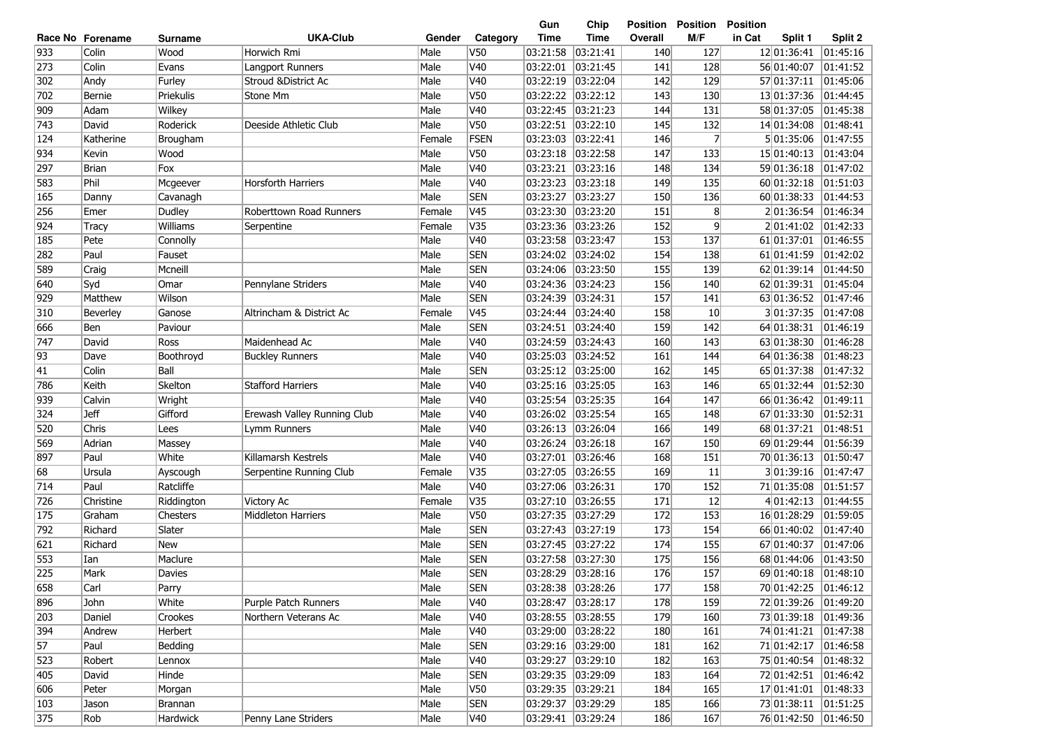| Race No | Forename | Surname | UKA-Club | Gender | Category | Gun Time | Chip Time | Position Overall | Position M/F | Position in Cat | Split 1 | Split 2 |
|---|---|---|---|---|---|---|---|---|---|---|---|---|
| 933 | Colin | Wood | Horwich Rmi | Male | V50 | 03:21:58 | 03:21:41 | 140 | 127 | 12 | 01:36:41 | 01:45:16 |
| 273 | Colin | Evans | Langport Runners | Male | V40 | 03:22:01 | 03:21:45 | 141 | 128 | 56 | 01:40:07 | 01:41:52 |
| 302 | Andy | Furley | Stroud &District Ac | Male | V40 | 03:22:19 | 03:22:04 | 142 | 129 | 57 | 01:37:11 | 01:45:06 |
| 702 | Bernie | Priekulis | Stone Mm | Male | V50 | 03:22:22 | 03:22:12 | 143 | 130 | 13 | 01:37:36 | 01:44:45 |
| 909 | Adam | Wilkey | | Male | V40 | 03:22:45 | 03:21:23 | 144 | 131 | 58 | 01:37:05 | 01:45:38 |
| 743 | David | Roderick | Deeside Athletic Club | Male | V50 | 03:22:51 | 03:22:10 | 145 | 132 | 14 | 01:34:08 | 01:48:41 |
| 124 | Katherine | Brougham | | Female | FSEN | 03:23:03 | 03:22:41 | 146 | 7 | 5 | 01:35:06 | 01:47:55 |
| 934 | Kevin | Wood | | Male | V50 | 03:23:18 | 03:22:58 | 147 | 133 | 15 | 01:40:13 | 01:43:04 |
| 297 | Brian | Fox | | Male | V40 | 03:23:21 | 03:23:16 | 148 | 134 | 59 | 01:36:18 | 01:47:02 |
| 583 | Phil | Mcgeever | Horsforth Harriers | Male | V40 | 03:23:23 | 03:23:18 | 149 | 135 | 60 | 01:32:18 | 01:51:03 |
| 165 | Danny | Cavanagh | | Male | SEN | 03:23:27 | 03:23:27 | 150 | 136 | 60 | 01:38:33 | 01:44:53 |
| 256 | Emer | Dudley | Roberttown Road Runners | Female | V45 | 03:23:30 | 03:23:20 | 151 | 8 | 2 | 01:36:54 | 01:46:34 |
| 924 | Tracy | Williams | Serpentine | Female | V35 | 03:23:36 | 03:23:26 | 152 | 9 | 2 | 01:41:02 | 01:42:33 |
| 185 | Pete | Connolly | | Male | V40 | 03:23:58 | 03:23:47 | 153 | 137 | 61 | 01:37:01 | 01:46:55 |
| 282 | Paul | Fauset | | Male | SEN | 03:24:02 | 03:24:02 | 154 | 138 | 61 | 01:41:59 | 01:42:02 |
| 589 | Craig | Mcneill | | Male | SEN | 03:24:06 | 03:23:50 | 155 | 139 | 62 | 01:39:14 | 01:44:50 |
| 640 | Syd | Omar | Pennylane Striders | Male | V40 | 03:24:36 | 03:24:23 | 156 | 140 | 62 | 01:39:31 | 01:45:04 |
| 929 | Matthew | Wilson | | Male | SEN | 03:24:39 | 03:24:31 | 157 | 141 | 63 | 01:36:52 | 01:47:46 |
| 310 | Beverley | Ganose | Altrincham & District Ac | Female | V45 | 03:24:44 | 03:24:40 | 158 | 10 | 3 | 01:37:35 | 01:47:08 |
| 666 | Ben | Paviour | | Male | SEN | 03:24:51 | 03:24:40 | 159 | 142 | 64 | 01:38:31 | 01:46:19 |
| 747 | David | Ross | Maidenhead Ac | Male | V40 | 03:24:59 | 03:24:43 | 160 | 143 | 63 | 01:38:30 | 01:46:28 |
| 93 | Dave | Boothroyd | Buckley Runners | Male | V40 | 03:25:03 | 03:24:52 | 161 | 144 | 64 | 01:36:38 | 01:48:23 |
| 41 | Colin | Ball | | Male | SEN | 03:25:12 | 03:25:00 | 162 | 145 | 65 | 01:37:38 | 01:47:32 |
| 786 | Keith | Skelton | Stafford Harriers | Male | V40 | 03:25:16 | 03:25:05 | 163 | 146 | 65 | 01:32:44 | 01:52:30 |
| 939 | Calvin | Wright | | Male | V40 | 03:25:54 | 03:25:35 | 164 | 147 | 66 | 01:36:42 | 01:49:11 |
| 324 | Jeff | Gifford | Erewash Valley Running Club | Male | V40 | 03:26:02 | 03:25:54 | 165 | 148 | 67 | 01:33:30 | 01:52:31 |
| 520 | Chris | Lees | Lymm Runners | Male | V40 | 03:26:13 | 03:26:04 | 166 | 149 | 68 | 01:37:21 | 01:48:51 |
| 569 | Adrian | Massey | | Male | V40 | 03:26:24 | 03:26:18 | 167 | 150 | 69 | 01:29:44 | 01:56:39 |
| 897 | Paul | White | Killamarsh Kestrels | Male | V40 | 03:27:01 | 03:26:46 | 168 | 151 | 70 | 01:36:13 | 01:50:47 |
| 68 | Ursula | Ayscough | Serpentine Running Club | Female | V35 | 03:27:05 | 03:26:55 | 169 | 11 | 3 | 01:39:16 | 01:47:47 |
| 714 | Paul | Ratcliffe | | Male | V40 | 03:27:06 | 03:26:31 | 170 | 152 | 71 | 01:35:08 | 01:51:57 |
| 726 | Christine | Riddington | Victory Ac | Female | V35 | 03:27:10 | 03:26:55 | 171 | 12 | 4 | 01:42:13 | 01:44:55 |
| 175 | Graham | Chesters | Middleton Harriers | Male | V50 | 03:27:35 | 03:27:29 | 172 | 153 | 16 | 01:28:29 | 01:59:05 |
| 792 | Richard | Slater | | Male | SEN | 03:27:43 | 03:27:19 | 173 | 154 | 66 | 01:40:02 | 01:47:40 |
| 621 | Richard | New | | Male | SEN | 03:27:45 | 03:27:22 | 174 | 155 | 67 | 01:40:37 | 01:47:06 |
| 553 | Ian | Maclure | | Male | SEN | 03:27:58 | 03:27:30 | 175 | 156 | 68 | 01:44:06 | 01:43:50 |
| 225 | Mark | Davies | | Male | SEN | 03:28:29 | 03:28:16 | 176 | 157 | 69 | 01:40:18 | 01:48:10 |
| 658 | Carl | Parry | | Male | SEN | 03:28:38 | 03:28:26 | 177 | 158 | 70 | 01:42:25 | 01:46:12 |
| 896 | John | White | Purple Patch Runners | Male | V40 | 03:28:47 | 03:28:17 | 178 | 159 | 72 | 01:39:26 | 01:49:20 |
| 203 | Daniel | Crookes | Northern Veterans Ac | Male | V40 | 03:28:55 | 03:28:55 | 179 | 160 | 73 | 01:39:18 | 01:49:36 |
| 394 | Andrew | Herbert | | Male | V40 | 03:29:00 | 03:28:22 | 180 | 161 | 74 | 01:41:21 | 01:47:38 |
| 57 | Paul | Bedding | | Male | SEN | 03:29:16 | 03:29:00 | 181 | 162 | 71 | 01:42:17 | 01:46:58 |
| 523 | Robert | Lennox | | Male | V40 | 03:29:27 | 03:29:10 | 182 | 163 | 75 | 01:40:54 | 01:48:32 |
| 405 | David | Hinde | | Male | SEN | 03:29:35 | 03:29:09 | 183 | 164 | 72 | 01:42:51 | 01:46:42 |
| 606 | Peter | Morgan | | Male | V50 | 03:29:35 | 03:29:21 | 184 | 165 | 17 | 01:41:01 | 01:48:33 |
| 103 | Jason | Brannan | | Male | SEN | 03:29:37 | 03:29:29 | 185 | 166 | 73 | 01:38:11 | 01:51:25 |
| 375 | Rob | Hardwick | Penny Lane Striders | Male | V40 | 03:29:41 | 03:29:24 | 186 | 167 | 76 | 01:42:50 | 01:46:50 |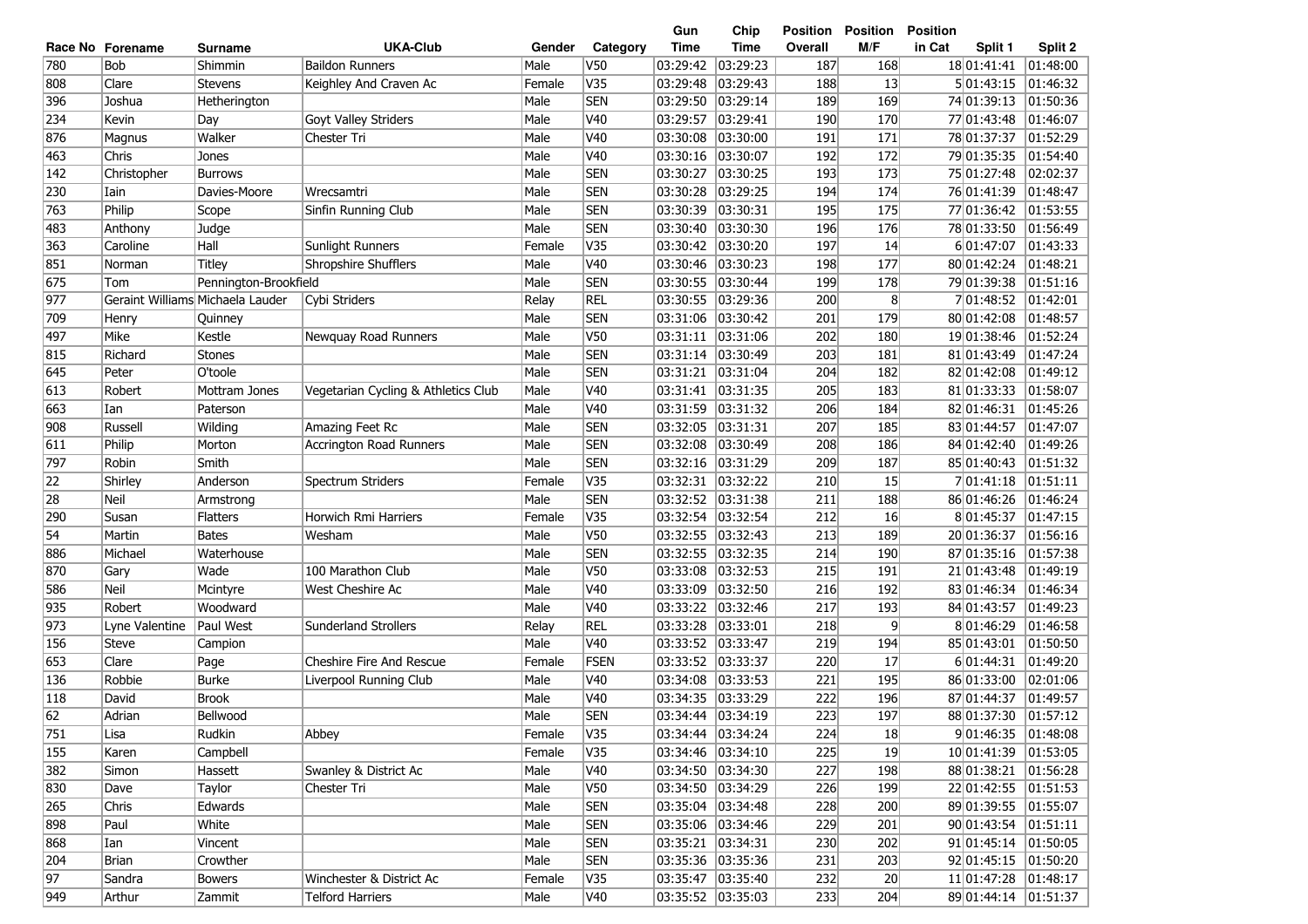| Race No | Forename | Surname | UKA-Club | Gender | Category | Gun Time | Chip Time | Position Overall | Position M/F | Position in Cat | Split 1 | Split 2 |
|---|---|---|---|---|---|---|---|---|---|---|---|---|
| 780 | Bob | Shimmin | Baildon Runners | Male | V50 | 03:29:42 | 03:29:23 | 187 | 168 | 18 | 01:41:41 | 01:48:00 |
| 808 | Clare | Stevens | Keighley And Craven Ac | Female | V35 | 03:29:48 | 03:29:43 | 188 | 13 | 5 | 01:43:15 | 01:46:32 |
| 396 | Joshua | Hetherington | | Male | SEN | 03:29:50 | 03:29:14 | 189 | 169 | 74 | 01:39:13 | 01:50:36 |
| 234 | Kevin | Day | Goyt Valley Striders | Male | V40 | 03:29:57 | 03:29:41 | 190 | 170 | 77 | 01:43:48 | 01:46:07 |
| 876 | Magnus | Walker | Chester Tri | Male | V40 | 03:30:08 | 03:30:00 | 191 | 171 | 78 | 01:37:37 | 01:52:29 |
| 463 | Chris | Jones | | Male | V40 | 03:30:16 | 03:30:07 | 192 | 172 | 79 | 01:35:35 | 01:54:40 |
| 142 | Christopher | Burrows | | Male | SEN | 03:30:27 | 03:30:25 | 193 | 173 | 75 | 01:27:48 | 02:02:37 |
| 230 | Iain | Davies-Moore | Wrecsamtri | Male | SEN | 03:30:28 | 03:29:25 | 194 | 174 | 76 | 01:41:39 | 01:48:47 |
| 763 | Philip | Scope | Sinfin Running Club | Male | SEN | 03:30:39 | 03:30:31 | 195 | 175 | 77 | 01:36:42 | 01:53:55 |
| 483 | Anthony | Judge | | Male | SEN | 03:30:40 | 03:30:30 | 196 | 176 | 78 | 01:33:50 | 01:56:49 |
| 363 | Caroline | Hall | Sunlight Runners | Female | V35 | 03:30:42 | 03:30:20 | 197 | 14 | 6 | 01:47:07 | 01:43:33 |
| 851 | Norman | Titley | Shropshire Shufflers | Male | V40 | 03:30:46 | 03:30:23 | 198 | 177 | 80 | 01:42:24 | 01:48:21 |
| 675 | Tom | Pennington-Brookfield | | Male | SEN | 03:30:55 | 03:30:44 | 199 | 178 | 79 | 01:39:38 | 01:51:16 |
| 977 | Geraint Williams | Michaela Lauder | Cybi Striders | Relay | REL | 03:30:55 | 03:29:36 | 200 | 8 | 7 | 01:48:52 | 01:42:01 |
| 709 | Henry | Quinney | | Male | SEN | 03:31:06 | 03:30:42 | 201 | 179 | 80 | 01:42:08 | 01:48:57 |
| 497 | Mike | Kestle | Newquay Road Runners | Male | V50 | 03:31:11 | 03:31:06 | 202 | 180 | 19 | 01:38:46 | 01:52:24 |
| 815 | Richard | Stones | | Male | SEN | 03:31:14 | 03:30:49 | 203 | 181 | 81 | 01:43:49 | 01:47:24 |
| 645 | Peter | O'toole | | Male | SEN | 03:31:21 | 03:31:04 | 204 | 182 | 82 | 01:42:08 | 01:49:12 |
| 613 | Robert | Mottram Jones | Vegetarian Cycling & Athletics Club | Male | V40 | 03:31:41 | 03:31:35 | 205 | 183 | 81 | 01:33:33 | 01:58:07 |
| 663 | Ian | Paterson | | Male | V40 | 03:31:59 | 03:31:32 | 206 | 184 | 82 | 01:46:31 | 01:45:26 |
| 908 | Russell | Wilding | Amazing Feet Rc | Male | SEN | 03:32:05 | 03:31:31 | 207 | 185 | 83 | 01:44:57 | 01:47:07 |
| 611 | Philip | Morton | Accrington Road Runners | Male | SEN | 03:32:08 | 03:30:49 | 208 | 186 | 84 | 01:42:40 | 01:49:26 |
| 797 | Robin | Smith | | Male | SEN | 03:32:16 | 03:31:29 | 209 | 187 | 85 | 01:40:43 | 01:51:32 |
| 22 | Shirley | Anderson | Spectrum Striders | Female | V35 | 03:32:31 | 03:32:22 | 210 | 15 | 7 | 01:41:18 | 01:51:11 |
| 28 | Neil | Armstrong | | Male | SEN | 03:32:52 | 03:31:38 | 211 | 188 | 86 | 01:46:26 | 01:46:24 |
| 290 | Susan | Flatters | Horwich Rmi Harriers | Female | V35 | 03:32:54 | 03:32:54 | 212 | 16 | 8 | 01:45:37 | 01:47:15 |
| 54 | Martin | Bates | Wesham | Male | V50 | 03:32:55 | 03:32:43 | 213 | 189 | 20 | 01:36:37 | 01:56:16 |
| 886 | Michael | Waterhouse | | Male | SEN | 03:32:55 | 03:32:35 | 214 | 190 | 87 | 01:35:16 | 01:57:38 |
| 870 | Gary | Wade | 100 Marathon Club | Male | V50 | 03:33:08 | 03:32:53 | 215 | 191 | 21 | 01:43:48 | 01:49:19 |
| 586 | Neil | Mcintyre | West Cheshire Ac | Male | V40 | 03:33:09 | 03:32:50 | 216 | 192 | 83 | 01:46:34 | 01:46:34 |
| 935 | Robert | Woodward | | Male | V40 | 03:33:22 | 03:32:46 | 217 | 193 | 84 | 01:43:57 | 01:49:23 |
| 973 | Lyne Valentine | Paul West | Sunderland Strollers | Relay | REL | 03:33:28 | 03:33:01 | 218 | 9 | 8 | 01:46:29 | 01:46:58 |
| 156 | Steve | Campion | | Male | V40 | 03:33:52 | 03:33:47 | 219 | 194 | 85 | 01:43:01 | 01:50:50 |
| 653 | Clare | Page | Cheshire Fire And Rescue | Female | FSEN | 03:33:52 | 03:33:37 | 220 | 17 | 6 | 01:44:31 | 01:49:20 |
| 136 | Robbie | Burke | Liverpool Running Club | Male | V40 | 03:34:08 | 03:33:53 | 221 | 195 | 86 | 01:33:00 | 02:01:06 |
| 118 | David | Brook | | Male | V40 | 03:34:35 | 03:33:29 | 222 | 196 | 87 | 01:44:37 | 01:49:57 |
| 62 | Adrian | Bellwood | | Male | SEN | 03:34:44 | 03:34:19 | 223 | 197 | 88 | 01:37:30 | 01:57:12 |
| 751 | Lisa | Rudkin | Abbey | Female | V35 | 03:34:44 | 03:34:24 | 224 | 18 | 9 | 01:46:35 | 01:48:08 |
| 155 | Karen | Campbell | | Female | V35 | 03:34:46 | 03:34:10 | 225 | 19 | 10 | 01:41:39 | 01:53:05 |
| 382 | Simon | Hassett | Swanley & District Ac | Male | V40 | 03:34:50 | 03:34:30 | 227 | 198 | 88 | 01:38:21 | 01:56:28 |
| 830 | Dave | Taylor | Chester Tri | Male | V50 | 03:34:50 | 03:34:29 | 226 | 199 | 22 | 01:42:55 | 01:51:53 |
| 265 | Chris | Edwards | | Male | SEN | 03:35:04 | 03:34:48 | 228 | 200 | 89 | 01:39:55 | 01:55:07 |
| 898 | Paul | White | | Male | SEN | 03:35:06 | 03:34:46 | 229 | 201 | 90 | 01:43:54 | 01:51:11 |
| 868 | Ian | Vincent | | Male | SEN | 03:35:21 | 03:34:31 | 230 | 202 | 91 | 01:45:14 | 01:50:05 |
| 204 | Brian | Crowther | | Male | SEN | 03:35:36 | 03:35:36 | 231 | 203 | 92 | 01:45:15 | 01:50:20 |
| 97 | Sandra | Bowers | Winchester & District Ac | Female | V35 | 03:35:47 | 03:35:40 | 232 | 20 | 11 | 01:47:28 | 01:48:17 |
| 949 | Arthur | Zammit | Telford Harriers | Male | V40 | 03:35:52 | 03:35:03 | 233 | 204 | 89 | 01:44:14 | 01:51:37 |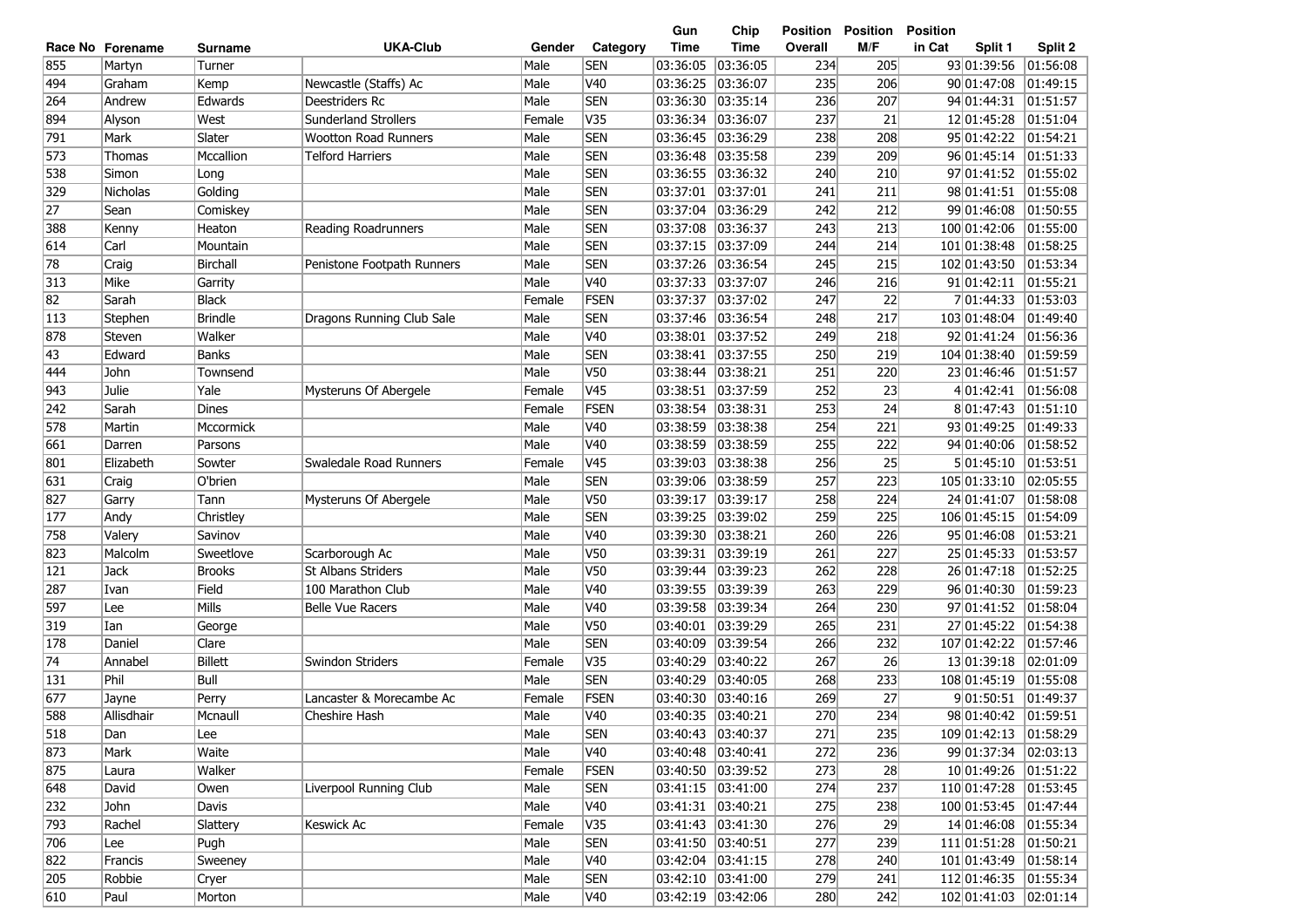| Race No | Forename | Surname | UKA-Club | Gender | Category | Gun Time | Chip Time | Position Overall | Position M/F | Position in Cat | Split 1 | Split 2 |
|---|---|---|---|---|---|---|---|---|---|---|---|---|
| 855 | Martyn | Turner | | Male | SEN | 03:36:05 | 03:36:05 | 234 | 205 | 93 | 01:39:56 | 01:56:08 |
| 494 | Graham | Kemp | Newcastle (Staffs) Ac | Male | V40 | 03:36:25 | 03:36:07 | 235 | 206 | 90 | 01:47:08 | 01:49:15 |
| 264 | Andrew | Edwards | Deestriders Rc | Male | SEN | 03:36:30 | 03:35:14 | 236 | 207 | 94 | 01:44:31 | 01:51:57 |
| 894 | Alyson | West | Sunderland Strollers | Female | V35 | 03:36:34 | 03:36:07 | 237 | 21 | 12 | 01:45:28 | 01:51:04 |
| 791 | Mark | Slater | Wootton Road Runners | Male | SEN | 03:36:45 | 03:36:29 | 238 | 208 | 95 | 01:42:22 | 01:54:21 |
| 573 | Thomas | Mccallion | Telford Harriers | Male | SEN | 03:36:48 | 03:35:58 | 239 | 209 | 96 | 01:45:14 | 01:51:33 |
| 538 | Simon | Long | | Male | SEN | 03:36:55 | 03:36:32 | 240 | 210 | 97 | 01:41:52 | 01:55:02 |
| 329 | Nicholas | Golding | | Male | SEN | 03:37:01 | 03:37:01 | 241 | 211 | 98 | 01:41:51 | 01:55:08 |
| 27 | Sean | Comiskey | | Male | SEN | 03:37:04 | 03:36:29 | 242 | 212 | 99 | 01:46:08 | 01:50:55 |
| 388 | Kenny | Heaton | Reading Roadrunners | Male | SEN | 03:37:08 | 03:36:37 | 243 | 213 | 100 | 01:42:06 | 01:55:00 |
| 614 | Carl | Mountain | | Male | SEN | 03:37:15 | 03:37:09 | 244 | 214 | 101 | 01:38:48 | 01:58:25 |
| 78 | Craig | Birchall | Penistone Footpath Runners | Male | SEN | 03:37:26 | 03:36:54 | 245 | 215 | 102 | 01:43:50 | 01:53:34 |
| 313 | Mike | Garrity | | Male | V40 | 03:37:33 | 03:37:07 | 246 | 216 | 91 | 01:42:11 | 01:55:21 |
| 82 | Sarah | Black | | Female | FSEN | 03:37:37 | 03:37:02 | 247 | 22 | 7 | 01:44:33 | 01:53:03 |
| 113 | Stephen | Brindle | Dragons Running Club Sale | Male | SEN | 03:37:46 | 03:36:54 | 248 | 217 | 103 | 01:48:04 | 01:49:40 |
| 878 | Steven | Walker | | Male | V40 | 03:38:01 | 03:37:52 | 249 | 218 | 92 | 01:41:24 | 01:56:36 |
| 43 | Edward | Banks | | Male | SEN | 03:38:41 | 03:37:55 | 250 | 219 | 104 | 01:38:40 | 01:59:59 |
| 444 | John | Townsend | | Male | V50 | 03:38:44 | 03:38:21 | 251 | 220 | 23 | 01:46:46 | 01:51:57 |
| 943 | Julie | Yale | Mysteruns Of Abergele | Female | V45 | 03:38:51 | 03:37:59 | 252 | 23 | 4 | 01:42:41 | 01:56:08 |
| 242 | Sarah | Dines | | Female | FSEN | 03:38:54 | 03:38:31 | 253 | 24 | 8 | 01:47:43 | 01:51:10 |
| 578 | Martin | Mccormick | | Male | V40 | 03:38:59 | 03:38:38 | 254 | 221 | 93 | 01:49:25 | 01:49:33 |
| 661 | Darren | Parsons | | Male | V40 | 03:38:59 | 03:38:59 | 255 | 222 | 94 | 01:40:06 | 01:58:52 |
| 801 | Elizabeth | Sowter | Swaledale Road Runners | Female | V45 | 03:39:03 | 03:38:38 | 256 | 25 | 5 | 01:45:10 | 01:53:51 |
| 631 | Craig | O'brien | | Male | SEN | 03:39:06 | 03:38:59 | 257 | 223 | 105 | 01:33:10 | 02:05:55 |
| 827 | Garry | Tann | Mysteruns Of Abergele | Male | V50 | 03:39:17 | 03:39:17 | 258 | 224 | 24 | 01:41:07 | 01:58:08 |
| 177 | Andy | Christley | | Male | SEN | 03:39:25 | 03:39:02 | 259 | 225 | 106 | 01:45:15 | 01:54:09 |
| 758 | Valery | Savinov | | Male | V40 | 03:39:30 | 03:38:21 | 260 | 226 | 95 | 01:46:08 | 01:53:21 |
| 823 | Malcolm | Sweetlove | Scarborough Ac | Male | V50 | 03:39:31 | 03:39:19 | 261 | 227 | 25 | 01:45:33 | 01:53:57 |
| 121 | Jack | Brooks | St Albans Striders | Male | V50 | 03:39:44 | 03:39:23 | 262 | 228 | 26 | 01:47:18 | 01:52:25 |
| 287 | Ivan | Field | 100 Marathon Club | Male | V40 | 03:39:55 | 03:39:39 | 263 | 229 | 96 | 01:40:30 | 01:59:23 |
| 597 | Lee | Mills | Belle Vue Racers | Male | V40 | 03:39:58 | 03:39:34 | 264 | 230 | 97 | 01:41:52 | 01:58:04 |
| 319 | Ian | George | | Male | V50 | 03:40:01 | 03:39:29 | 265 | 231 | 27 | 01:45:22 | 01:54:38 |
| 178 | Daniel | Clare | | Male | SEN | 03:40:09 | 03:39:54 | 266 | 232 | 107 | 01:42:22 | 01:57:46 |
| 74 | Annabel | Billett | Swindon Striders | Female | V35 | 03:40:29 | 03:40:22 | 267 | 26 | 13 | 01:39:18 | 02:01:09 |
| 131 | Phil | Bull | | Male | SEN | 03:40:29 | 03:40:05 | 268 | 233 | 108 | 01:45:19 | 01:55:08 |
| 677 | Jayne | Perry | Lancaster & Morecambe Ac | Female | FSEN | 03:40:30 | 03:40:16 | 269 | 27 | 9 | 01:50:51 | 01:49:37 |
| 588 | Allisdhair | Mcnaull | Cheshire Hash | Male | V40 | 03:40:35 | 03:40:21 | 270 | 234 | 98 | 01:40:42 | 01:59:51 |
| 518 | Dan | Lee | | Male | SEN | 03:40:43 | 03:40:37 | 271 | 235 | 109 | 01:42:13 | 01:58:29 |
| 873 | Mark | Waite | | Male | V40 | 03:40:48 | 03:40:41 | 272 | 236 | 99 | 01:37:34 | 02:03:13 |
| 875 | Laura | Walker | | Female | FSEN | 03:40:50 | 03:39:52 | 273 | 28 | 10 | 01:49:26 | 01:51:22 |
| 648 | David | Owen | Liverpool Running Club | Male | SEN | 03:41:15 | 03:41:00 | 274 | 237 | 110 | 01:47:28 | 01:53:45 |
| 232 | John | Davis | | Male | V40 | 03:41:31 | 03:40:21 | 275 | 238 | 100 | 01:53:45 | 01:47:44 |
| 793 | Rachel | Slattery | Keswick Ac | Female | V35 | 03:41:43 | 03:41:30 | 276 | 29 | 14 | 01:46:08 | 01:55:34 |
| 706 | Lee | Pugh | | Male | SEN | 03:41:50 | 03:40:51 | 277 | 239 | 111 | 01:51:28 | 01:50:21 |
| 822 | Francis | Sweeney | | Male | V40 | 03:42:04 | 03:41:15 | 278 | 240 | 101 | 01:43:49 | 01:58:14 |
| 205 | Robbie | Cryer | | Male | SEN | 03:42:10 | 03:41:00 | 279 | 241 | 112 | 01:46:35 | 01:55:34 |
| 610 | Paul | Morton | | Male | V40 | 03:42:19 | 03:42:06 | 280 | 242 | 102 | 01:41:03 | 02:01:14 |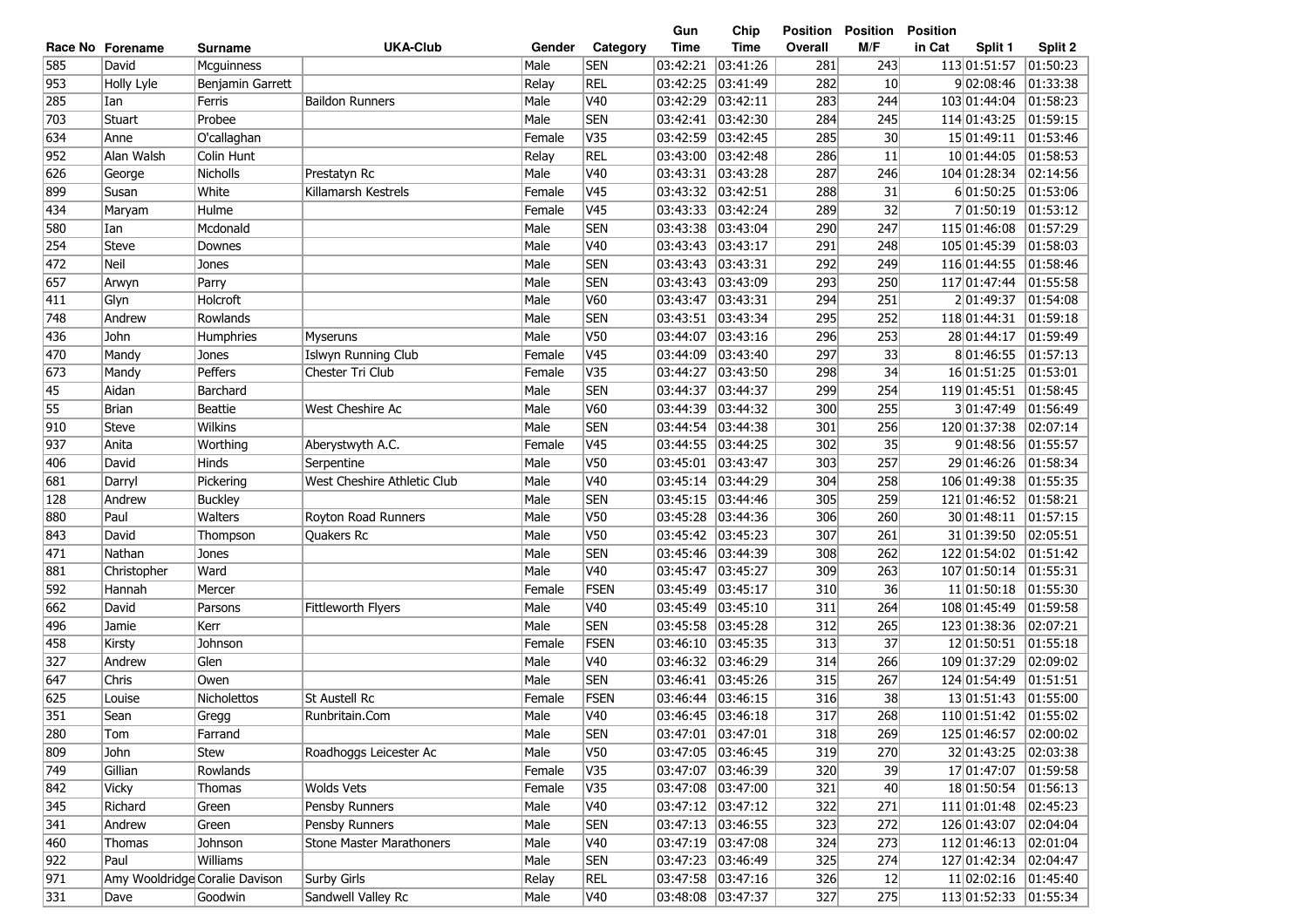| Race No | Forename | Surname | UKA-Club | Gender | Category | Gun Time | Chip Time | Position Overall | Position M/F | Position in Cat | Split 1 | Split 2 |
|---|---|---|---|---|---|---|---|---|---|---|---|---|
| 585 | David | Mcguinness | | Male | SEN | 03:42:21 | 03:41:26 | 281 | 243 | 113 | 01:51:57 | 01:50:23 |
| 953 | Holly Lyle | Benjamin Garrett | | Relay | REL | 03:42:25 | 03:41:49 | 282 | 10 | 9 | 02:08:46 | 01:33:38 |
| 285 | Ian | Ferris | Baildon Runners | Male | V40 | 03:42:29 | 03:42:11 | 283 | 244 | 103 | 01:44:04 | 01:58:23 |
| 703 | Stuart | Probee | | Male | SEN | 03:42:41 | 03:42:30 | 284 | 245 | 114 | 01:43:25 | 01:59:15 |
| 634 | Anne | O'callaghan | | Female | V35 | 03:42:59 | 03:42:45 | 285 | 30 | 15 | 01:49:11 | 01:53:46 |
| 952 | Alan Walsh | Colin Hunt | | Relay | REL | 03:43:00 | 03:42:48 | 286 | 11 | 10 | 01:44:05 | 01:58:53 |
| 626 | George | Nicholls | Prestatyn Rc | Male | V40 | 03:43:31 | 03:43:28 | 287 | 246 | 104 | 01:28:34 | 02:14:56 |
| 899 | Susan | White | Killamarsh Kestrels | Female | V45 | 03:43:32 | 03:42:51 | 288 | 31 | 6 | 01:50:25 | 01:53:06 |
| 434 | Maryam | Hulme | | Female | V45 | 03:43:33 | 03:42:24 | 289 | 32 | 7 | 01:50:19 | 01:53:12 |
| 580 | Ian | Mcdonald | | Male | SEN | 03:43:38 | 03:43:04 | 290 | 247 | 115 | 01:46:08 | 01:57:29 |
| 254 | Steve | Downes | | Male | V40 | 03:43:43 | 03:43:17 | 291 | 248 | 105 | 01:45:39 | 01:58:03 |
| 472 | Neil | Jones | | Male | SEN | 03:43:43 | 03:43:31 | 292 | 249 | 116 | 01:44:55 | 01:58:46 |
| 657 | Arwyn | Parry | | Male | SEN | 03:43:43 | 03:43:09 | 293 | 250 | 117 | 01:47:44 | 01:55:58 |
| 411 | Glyn | Holcroft | | Male | V60 | 03:43:47 | 03:43:31 | 294 | 251 | 2 | 01:49:37 | 01:54:08 |
| 748 | Andrew | Rowlands | | Male | SEN | 03:43:51 | 03:43:34 | 295 | 252 | 118 | 01:44:31 | 01:59:18 |
| 436 | John | Humphries | Myseruns | Male | V50 | 03:44:07 | 03:43:16 | 296 | 253 | 28 | 01:44:17 | 01:59:49 |
| 470 | Mandy | Jones | Islwyn Running Club | Female | V45 | 03:44:09 | 03:43:40 | 297 | 33 | 8 | 01:46:55 | 01:57:13 |
| 673 | Mandy | Peffers | Chester Tri Club | Female | V35 | 03:44:27 | 03:43:50 | 298 | 34 | 16 | 01:51:25 | 01:53:01 |
| 45 | Aidan | Barchard | | Male | SEN | 03:44:37 | 03:44:37 | 299 | 254 | 119 | 01:45:51 | 01:58:45 |
| 55 | Brian | Beattie | West Cheshire Ac | Male | V60 | 03:44:39 | 03:44:32 | 300 | 255 | 3 | 01:47:49 | 01:56:49 |
| 910 | Steve | Wilkins | | Male | SEN | 03:44:54 | 03:44:38 | 301 | 256 | 120 | 01:37:38 | 02:07:14 |
| 937 | Anita | Worthing | Aberystwyth A.C. | Female | V45 | 03:44:55 | 03:44:25 | 302 | 35 | 9 | 01:48:56 | 01:55:57 |
| 406 | David | Hinds | Serpentine | Male | V50 | 03:45:01 | 03:43:47 | 303 | 257 | 29 | 01:46:26 | 01:58:34 |
| 681 | Darryl | Pickering | West Cheshire Athletic Club | Male | V40 | 03:45:14 | 03:44:29 | 304 | 258 | 106 | 01:49:38 | 01:55:35 |
| 128 | Andrew | Buckley | | Male | SEN | 03:45:15 | 03:44:46 | 305 | 259 | 121 | 01:46:52 | 01:58:21 |
| 880 | Paul | Walters | Royton Road Runners | Male | V50 | 03:45:28 | 03:44:36 | 306 | 260 | 30 | 01:48:11 | 01:57:15 |
| 843 | David | Thompson | Quakers Rc | Male | V50 | 03:45:42 | 03:45:23 | 307 | 261 | 31 | 01:39:50 | 02:05:51 |
| 471 | Nathan | Jones | | Male | SEN | 03:45:46 | 03:44:39 | 308 | 262 | 122 | 01:54:02 | 01:51:42 |
| 881 | Christopher | Ward | | Male | V40 | 03:45:47 | 03:45:27 | 309 | 263 | 107 | 01:50:14 | 01:55:31 |
| 592 | Hannah | Mercer | | Female | FSEN | 03:45:49 | 03:45:17 | 310 | 36 | 11 | 01:50:18 | 01:55:30 |
| 662 | David | Parsons | Fittleworth Flyers | Male | V40 | 03:45:49 | 03:45:10 | 311 | 264 | 108 | 01:45:49 | 01:59:58 |
| 496 | Jamie | Kerr | | Male | SEN | 03:45:58 | 03:45:28 | 312 | 265 | 123 | 01:38:36 | 02:07:21 |
| 458 | Kirsty | Johnson | | Female | FSEN | 03:46:10 | 03:45:35 | 313 | 37 | 12 | 01:50:51 | 01:55:18 |
| 327 | Andrew | Glen | | Male | V40 | 03:46:32 | 03:46:29 | 314 | 266 | 109 | 01:37:29 | 02:09:02 |
| 647 | Chris | Owen | | Male | SEN | 03:46:41 | 03:45:26 | 315 | 267 | 124 | 01:54:49 | 01:51:51 |
| 625 | Louise | Nicholettos | St Austell Rc | Female | FSEN | 03:46:44 | 03:46:15 | 316 | 38 | 13 | 01:51:43 | 01:55:00 |
| 351 | Sean | Gregg | Runbritain.Com | Male | V40 | 03:46:45 | 03:46:18 | 317 | 268 | 110 | 01:51:42 | 01:55:02 |
| 280 | Tom | Farrand | | Male | SEN | 03:47:01 | 03:47:01 | 318 | 269 | 125 | 01:46:57 | 02:00:02 |
| 809 | John | Stew | Roadhoggs Leicester Ac | Male | V50 | 03:47:05 | 03:46:45 | 319 | 270 | 32 | 01:43:25 | 02:03:38 |
| 749 | Gillian | Rowlands | | Female | V35 | 03:47:07 | 03:46:39 | 320 | 39 | 17 | 01:47:07 | 01:59:58 |
| 842 | Vicky | Thomas | Wolds Vets | Female | V35 | 03:47:08 | 03:47:00 | 321 | 40 | 18 | 01:50:54 | 01:56:13 |
| 345 | Richard | Green | Pensby Runners | Male | V40 | 03:47:12 | 03:47:12 | 322 | 271 | 111 | 01:01:48 | 02:45:23 |
| 341 | Andrew | Green | Pensby Runners | Male | SEN | 03:47:13 | 03:46:55 | 323 | 272 | 126 | 01:43:07 | 02:04:04 |
| 460 | Thomas | Johnson | Stone Master Marathoners | Male | V40 | 03:47:19 | 03:47:08 | 324 | 273 | 112 | 01:46:13 | 02:01:04 |
| 922 | Paul | Williams | | Male | SEN | 03:47:23 | 03:46:49 | 325 | 274 | 127 | 01:42:34 | 02:04:47 |
| 971 | Amy Wooldridge | Coralie Davison | Surby Girls | Relay | REL | 03:47:58 | 03:47:16 | 326 | 12 | 11 | 02:02:16 | 01:45:40 |
| 331 | Dave | Goodwin | Sandwell Valley Rc | Male | V40 | 03:48:08 | 03:47:37 | 327 | 275 | 113 | 01:52:33 | 01:55:34 |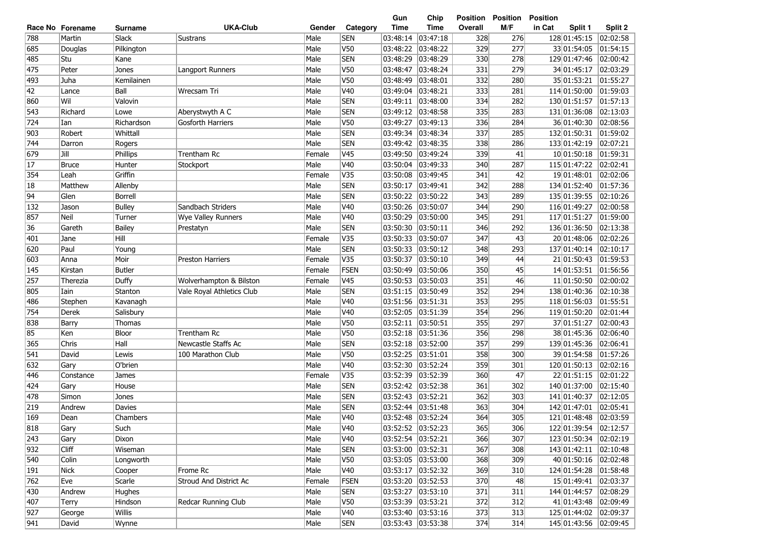| Race No | Forename | Surname | UKA-Club | Gender | Category | Gun Time | Chip Time | Position Overall | Position M/F | Position in Cat | Split 1 | Split 2 |
|---|---|---|---|---|---|---|---|---|---|---|---|---|
| 788 | Martin | Slack | Sustrans | Male | SEN | 03:48:14 | 03:47:18 | 328 | 276 | 128 | 01:45:15 | 02:02:58 |
| 685 | Douglas | Pilkington | | Male | V50 | 03:48:22 | 03:48:22 | 329 | 277 | 33 | 01:54:05 | 01:54:15 |
| 485 | Stu | Kane | | Male | SEN | 03:48:29 | 03:48:29 | 330 | 278 | 129 | 01:47:46 | 02:00:42 |
| 475 | Peter | Jones | Langport Runners | Male | V50 | 03:48:47 | 03:48:24 | 331 | 279 | 34 | 01:45:17 | 02:03:29 |
| 493 | Juha | Kemilainen | | Male | V50 | 03:48:49 | 03:48:01 | 332 | 280 | 35 | 01:53:21 | 01:55:27 |
| 42 | Lance | Ball | Wrecsam Tri | Male | V40 | 03:49:04 | 03:48:21 | 333 | 281 | 114 | 01:50:00 | 01:59:03 |
| 860 | Wil | Valovin | | Male | SEN | 03:49:11 | 03:48:00 | 334 | 282 | 130 | 01:51:57 | 01:57:13 |
| 543 | Richard | Lowe | Aberystwyth A C | Male | SEN | 03:49:12 | 03:48:58 | 335 | 283 | 131 | 01:36:08 | 02:13:03 |
| 724 | Ian | Richardson | Gosforth Harriers | Male | V50 | 03:49:27 | 03:49:13 | 336 | 284 | 36 | 01:40:30 | 02:08:56 |
| 903 | Robert | Whittall | | Male | SEN | 03:49:34 | 03:48:34 | 337 | 285 | 132 | 01:50:31 | 01:59:02 |
| 744 | Darron | Rogers | | Male | SEN | 03:49:42 | 03:48:35 | 338 | 286 | 133 | 01:42:19 | 02:07:21 |
| 679 | Jill | Phillips | Trentham Rc | Female | V45 | 03:49:50 | 03:49:24 | 339 | 41 | 10 | 01:50:18 | 01:59:31 |
| 17 | Bruce | Hunter | Stockport | Male | V40 | 03:50:04 | 03:49:33 | 340 | 287 | 115 | 01:47:22 | 02:02:41 |
| 354 | Leah | Griffin | | Female | V35 | 03:50:08 | 03:49:45 | 341 | 42 | 19 | 01:48:01 | 02:02:06 |
| 18 | Matthew | Allenby | | Male | SEN | 03:50:17 | 03:49:41 | 342 | 288 | 134 | 01:52:40 | 01:57:36 |
| 94 | Glen | Borrell | | Male | SEN | 03:50:22 | 03:50:22 | 343 | 289 | 135 | 01:39:55 | 02:10:26 |
| 132 | Jason | Bulley | Sandbach Striders | Male | V40 | 03:50:26 | 03:50:07 | 344 | 290 | 116 | 01:49:27 | 02:00:58 |
| 857 | Neil | Turner | Wye Valley Runners | Male | V40 | 03:50:29 | 03:50:00 | 345 | 291 | 117 | 01:51:27 | 01:59:00 |
| 36 | Gareth | Bailey | Prestatyn | Male | SEN | 03:50:30 | 03:50:11 | 346 | 292 | 136 | 01:36:50 | 02:13:38 |
| 401 | Jane | Hill | | Female | V35 | 03:50:33 | 03:50:07 | 347 | 43 | 20 | 01:48:06 | 02:02:26 |
| 620 | Paul | Young | | Male | SEN | 03:50:33 | 03:50:12 | 348 | 293 | 137 | 01:40:14 | 02:10:17 |
| 603 | Anna | Moir | Preston Harriers | Female | V35 | 03:50:37 | 03:50:10 | 349 | 44 | 21 | 01:50:43 | 01:59:53 |
| 145 | Kirstan | Butler | | Female | FSEN | 03:50:49 | 03:50:06 | 350 | 45 | 14 | 01:53:51 | 01:56:56 |
| 257 | Therezia | Duffy | Wolverhampton & Bilston | Female | V45 | 03:50:53 | 03:50:03 | 351 | 46 | 11 | 01:50:50 | 02:00:02 |
| 805 | Iain | Stanton | Vale Royal Athletics Club | Male | SEN | 03:51:15 | 03:50:49 | 352 | 294 | 138 | 01:40:36 | 02:10:38 |
| 486 | Stephen | Kavanagh | | Male | V40 | 03:51:56 | 03:51:31 | 353 | 295 | 118 | 01:56:03 | 01:55:51 |
| 754 | Derek | Salisbury | | Male | V40 | 03:52:05 | 03:51:39 | 354 | 296 | 119 | 01:50:20 | 02:01:44 |
| 838 | Barry | Thomas | | Male | V50 | 03:52:11 | 03:50:51 | 355 | 297 | 37 | 01:51:27 | 02:00:43 |
| 85 | Ken | Bloor | Trentham Rc | Male | V50 | 03:52:18 | 03:51:36 | 356 | 298 | 38 | 01:45:36 | 02:06:40 |
| 365 | Chris | Hall | Newcastle Staffs Ac | Male | SEN | 03:52:18 | 03:52:00 | 357 | 299 | 139 | 01:45:36 | 02:06:41 |
| 541 | David | Lewis | 100 Marathon Club | Male | V50 | 03:52:25 | 03:51:01 | 358 | 300 | 39 | 01:54:58 | 01:57:26 |
| 632 | Gary | O'brien | | Male | V40 | 03:52:30 | 03:52:24 | 359 | 301 | 120 | 01:50:13 | 02:02:16 |
| 446 | Constance | James | | Female | V35 | 03:52:39 | 03:52:39 | 360 | 47 | 22 | 01:51:15 | 02:01:22 |
| 424 | Gary | House | | Male | SEN | 03:52:42 | 03:52:38 | 361 | 302 | 140 | 01:37:00 | 02:15:40 |
| 478 | Simon | Jones | | Male | SEN | 03:52:43 | 03:52:21 | 362 | 303 | 141 | 01:40:37 | 02:12:05 |
| 219 | Andrew | Davies | | Male | SEN | 03:52:44 | 03:51:48 | 363 | 304 | 142 | 01:47:01 | 02:05:41 |
| 169 | Dean | Chambers | | Male | V40 | 03:52:48 | 03:52:24 | 364 | 305 | 121 | 01:48:48 | 02:03:59 |
| 818 | Gary | Such | | Male | V40 | 03:52:52 | 03:52:23 | 365 | 306 | 122 | 01:39:54 | 02:12:57 |
| 243 | Gary | Dixon | | Male | V40 | 03:52:54 | 03:52:21 | 366 | 307 | 123 | 01:50:34 | 02:02:19 |
| 932 | Cliff | Wiseman | | Male | SEN | 03:53:00 | 03:52:31 | 367 | 308 | 143 | 01:42:11 | 02:10:48 |
| 540 | Colin | Longworth | | Male | V50 | 03:53:05 | 03:53:00 | 368 | 309 | 40 | 01:50:16 | 02:02:48 |
| 191 | Nick | Cooper | Frome Rc | Male | V40 | 03:53:17 | 03:52:32 | 369 | 310 | 124 | 01:54:28 | 01:58:48 |
| 762 | Eve | Scarle | Stroud And District Ac | Female | FSEN | 03:53:20 | 03:52:53 | 370 | 48 | 15 | 01:49:41 | 02:03:37 |
| 430 | Andrew | Hughes | | Male | SEN | 03:53:27 | 03:53:10 | 371 | 311 | 144 | 01:44:57 | 02:08:29 |
| 407 | Terry | Hindson | Redcar Running Club | Male | V50 | 03:53:39 | 03:53:21 | 372 | 312 | 41 | 01:43:48 | 02:09:49 |
| 927 | George | Willis | | Male | V40 | 03:53:40 | 03:53:16 | 373 | 313 | 125 | 01:44:02 | 02:09:37 |
| 941 | David | Wynne | | Male | SEN | 03:53:43 | 03:53:38 | 374 | 314 | 145 | 01:43:56 | 02:09:45 |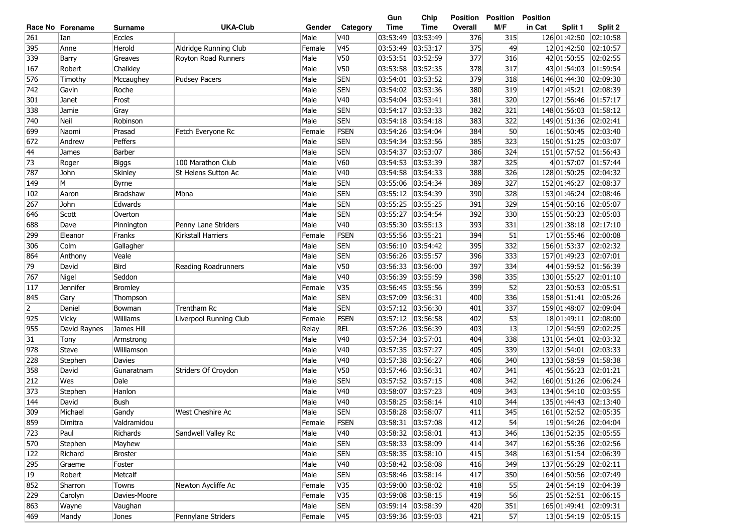| Race No | Forename | Surname | UKA-Club | Gender | Category | Gun Time | Chip Time | Position Overall | Position M/F | Position in Cat | Split 1 | Split 2 |
|---|---|---|---|---|---|---|---|---|---|---|---|---|
| 261 | Ian | Eccles | | Male | V40 | 03:53:49 | 03:53:49 | 376 | 315 | 126 | 01:42:50 | 02:10:58 |
| 395 | Anne | Herold | Aldridge Running Club | Female | V45 | 03:53:49 | 03:53:17 | 375 | 49 | 12 | 01:42:50 | 02:10:57 |
| 339 | Barry | Greaves | Royton Road Runners | Male | V50 | 03:53:51 | 03:52:59 | 377 | 316 | 42 | 01:50:55 | 02:02:55 |
| 167 | Robert | Chalkley | | Male | V50 | 03:53:58 | 03:52:35 | 378 | 317 | 43 | 01:54:03 | 01:59:54 |
| 576 | Timothy | Mccaughey | Pudsey Pacers | Male | SEN | 03:54:01 | 03:53:52 | 379 | 318 | 146 | 01:44:30 | 02:09:30 |
| 742 | Gavin | Roche | | Male | SEN | 03:54:02 | 03:53:36 | 380 | 319 | 147 | 01:45:21 | 02:08:39 |
| 301 | Janet | Frost | | Male | V40 | 03:54:04 | 03:53:41 | 381 | 320 | 127 | 01:56:46 | 01:57:17 |
| 338 | Jamie | Gray | | Male | SEN | 03:54:17 | 03:53:33 | 382 | 321 | 148 | 01:56:03 | 01:58:12 |
| 740 | Neil | Robinson | | Male | SEN | 03:54:18 | 03:54:18 | 383 | 322 | 149 | 01:51:36 | 02:02:41 |
| 699 | Naomi | Prasad | Fetch Everyone Rc | Female | FSEN | 03:54:26 | 03:54:04 | 384 | 50 | 16 | 01:50:45 | 02:03:40 |
| 672 | Andrew | Peffers | | Male | SEN | 03:54:34 | 03:53:56 | 385 | 323 | 150 | 01:51:25 | 02:03:07 |
| 44 | James | Barber | | Male | SEN | 03:54:37 | 03:53:07 | 386 | 324 | 151 | 01:57:52 | 01:56:43 |
| 73 | Roger | Biggs | 100 Marathon Club | Male | V60 | 03:54:53 | 03:53:39 | 387 | 325 | 4 | 01:57:07 | 01:57:44 |
| 787 | John | Skinley | St Helens Sutton Ac | Male | V40 | 03:54:58 | 03:54:33 | 388 | 326 | 128 | 01:50:25 | 02:04:32 |
| 149 | M | Byrne | | Male | SEN | 03:55:06 | 03:54:34 | 389 | 327 | 152 | 01:46:27 | 02:08:37 |
| 102 | Aaron | Bradshaw | Mbna | Male | SEN | 03:55:12 | 03:54:39 | 390 | 328 | 153 | 01:46:24 | 02:08:46 |
| 267 | John | Edwards | | Male | SEN | 03:55:25 | 03:55:25 | 391 | 329 | 154 | 01:50:16 | 02:05:07 |
| 646 | Scott | Overton | | Male | SEN | 03:55:27 | 03:54:54 | 392 | 330 | 155 | 01:50:23 | 02:05:03 |
| 688 | Dave | Pinnington | Penny Lane Striders | Male | V40 | 03:55:30 | 03:55:13 | 393 | 331 | 129 | 01:38:18 | 02:17:10 |
| 299 | Eleanor | Franks | Kirkstall Harriers | Female | FSEN | 03:55:56 | 03:55:21 | 394 | 51 | 17 | 01:55:46 | 02:00:08 |
| 306 | Colm | Gallagher | | Male | SEN | 03:56:10 | 03:54:42 | 395 | 332 | 156 | 01:53:37 | 02:02:32 |
| 864 | Anthony | Veale | | Male | SEN | 03:56:26 | 03:55:57 | 396 | 333 | 157 | 01:49:23 | 02:07:01 |
| 79 | David | Bird | Reading Roadrunners | Male | V50 | 03:56:33 | 03:56:00 | 397 | 334 | 44 | 01:59:52 | 01:56:39 |
| 767 | Nigel | Seddon | | Male | V40 | 03:56:39 | 03:55:59 | 398 | 335 | 130 | 01:55:27 | 02:01:10 |
| 117 | Jennifer | Bromley | | Female | V35 | 03:56:45 | 03:55:56 | 399 | 52 | 23 | 01:50:53 | 02:05:51 |
| 845 | Gary | Thompson | | Male | SEN | 03:57:09 | 03:56:31 | 400 | 336 | 158 | 01:51:41 | 02:05:26 |
| 2 | Daniel | Bowman | Trentham Rc | Male | SEN | 03:57:12 | 03:56:30 | 401 | 337 | 159 | 01:48:07 | 02:09:04 |
| 925 | Vicky | Williams | Liverpool Running Club | Female | FSEN | 03:57:12 | 03:56:58 | 402 | 53 | 18 | 01:49:11 | 02:08:00 |
| 955 | David Raynes | James Hill | | Relay | REL | 03:57:26 | 03:56:39 | 403 | 13 | 12 | 01:54:59 | 02:02:25 |
| 31 | Tony | Armstrong | | Male | V40 | 03:57:34 | 03:57:01 | 404 | 338 | 131 | 01:54:01 | 02:03:32 |
| 978 | Steve | Williamson | | Male | V40 | 03:57:35 | 03:57:27 | 405 | 339 | 132 | 01:54:01 | 02:03:33 |
| 228 | Stephen | Davies | | Male | V40 | 03:57:38 | 03:56:27 | 406 | 340 | 133 | 01:58:59 | 01:58:38 |
| 358 | David | Gunaratnam | Striders Of Croydon | Male | V50 | 03:57:46 | 03:56:31 | 407 | 341 | 45 | 01:56:23 | 02:01:21 |
| 212 | Wes | Dale | | Male | SEN | 03:57:52 | 03:57:15 | 408 | 342 | 160 | 01:51:26 | 02:06:24 |
| 373 | Stephen | Hanlon | | Male | V40 | 03:58:07 | 03:57:23 | 409 | 343 | 134 | 01:54:10 | 02:03:55 |
| 144 | David | Bush | | Male | V40 | 03:58:25 | 03:58:14 | 410 | 344 | 135 | 01:44:43 | 02:13:40 |
| 309 | Michael | Gandy | West Cheshire Ac | Male | SEN | 03:58:28 | 03:58:07 | 411 | 345 | 161 | 01:52:52 | 02:05:35 |
| 859 | Dimitra | Valdramidou | | Female | FSEN | 03:58:31 | 03:57:08 | 412 | 54 | 19 | 01:54:26 | 02:04:04 |
| 723 | Paul | Richards | Sandwell Valley Rc | Male | V40 | 03:58:32 | 03:58:01 | 413 | 346 | 136 | 01:52:35 | 02:05:55 |
| 570 | Stephen | Mayhew | | Male | SEN | 03:58:33 | 03:58:09 | 414 | 347 | 162 | 01:55:36 | 02:02:56 |
| 122 | Richard | Broster | | Male | SEN | 03:58:35 | 03:58:10 | 415 | 348 | 163 | 01:51:54 | 02:06:39 |
| 295 | Graeme | Foster | | Male | V40 | 03:58:42 | 03:58:08 | 416 | 349 | 137 | 01:56:29 | 02:02:11 |
| 19 | Robert | Metcalf | | Male | SEN | 03:58:46 | 03:58:14 | 417 | 350 | 164 | 01:50:56 | 02:07:49 |
| 852 | Sharron | Towns | Newton Aycliffe Ac | Female | V35 | 03:59:00 | 03:58:02 | 418 | 55 | 24 | 01:54:19 | 02:04:39 |
| 229 | Carolyn | Davies-Moore | | Female | V35 | 03:59:08 | 03:58:15 | 419 | 56 | 25 | 01:52:51 | 02:06:15 |
| 863 | Wayne | Vaughan | | Male | SEN | 03:59:14 | 03:58:39 | 420 | 351 | 165 | 01:49:41 | 02:09:31 |
| 469 | Mandy | Jones | Pennylane Striders | Female | V45 | 03:59:36 | 03:59:03 | 421 | 57 | 13 | 01:54:19 | 02:05:15 |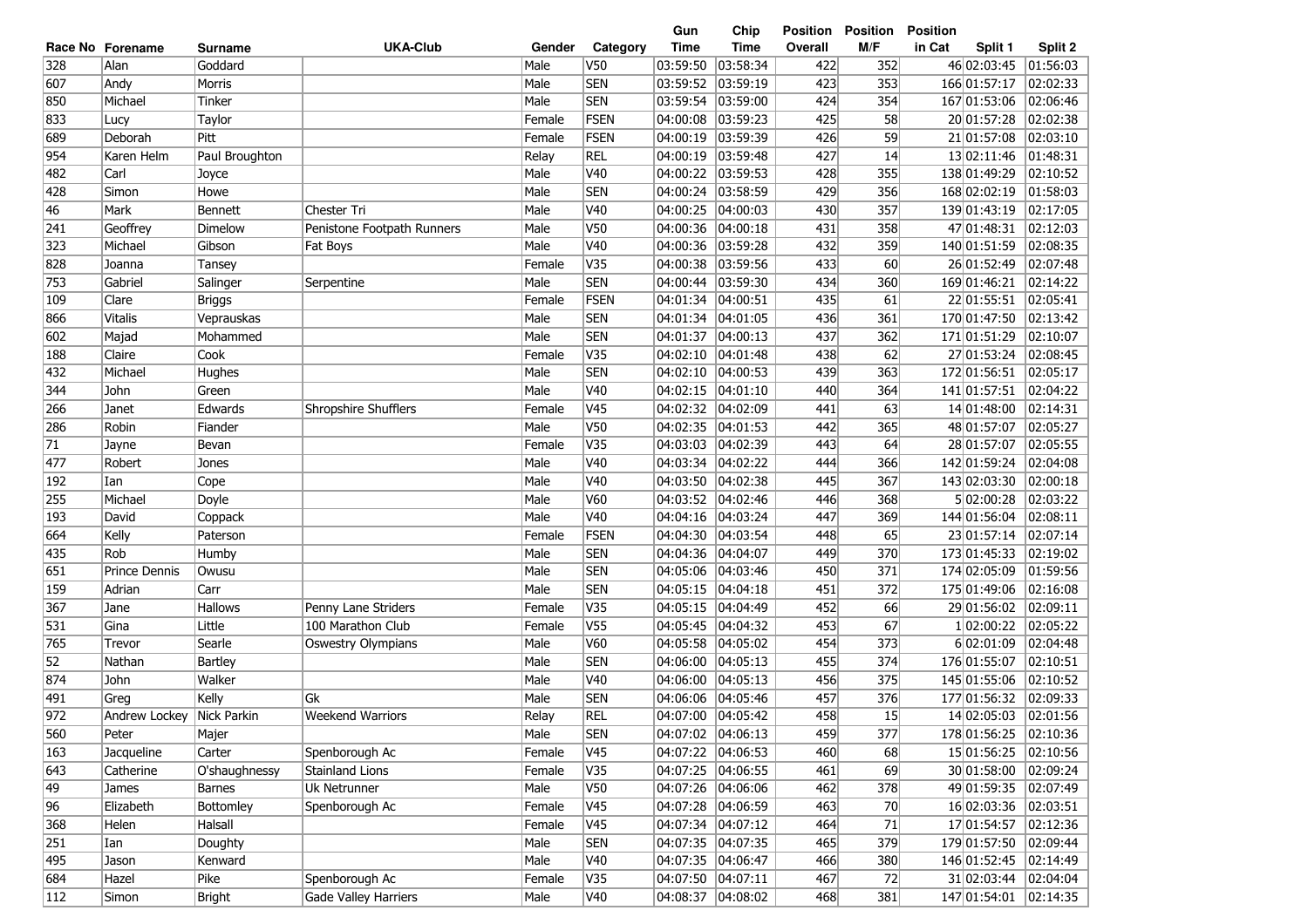| Race No | Forename | Surname | UKA-Club | Gender | Category | Gun Time | Chip Time | Position Overall | Position M/F | Position in Cat | Split 1 | Split 2 |
|---|---|---|---|---|---|---|---|---|---|---|---|---|
| 328 | Alan | Goddard | | Male | V50 | 03:59:50 | 03:58:34 | 422 | 352 | 46 | 02:03:45 | 01:56:03 |
| 607 | Andy | Morris | | Male | SEN | 03:59:52 | 03:59:19 | 423 | 353 | 166 | 01:57:17 | 02:02:33 |
| 850 | Michael | Tinker | | Male | SEN | 03:59:54 | 03:59:00 | 424 | 354 | 167 | 01:53:06 | 02:06:46 |
| 833 | Lucy | Taylor | | Female | FSEN | 04:00:08 | 03:59:23 | 425 | 58 | 20 | 01:57:28 | 02:02:38 |
| 689 | Deborah | Pitt | | Female | FSEN | 04:00:19 | 03:59:39 | 426 | 59 | 21 | 01:57:08 | 02:03:10 |
| 954 | Karen Helm | Paul Broughton | | Relay | REL | 04:00:19 | 03:59:48 | 427 | 14 | 13 | 02:11:46 | 01:48:31 |
| 482 | Carl | Joyce | | Male | V40 | 04:00:22 | 03:59:53 | 428 | 355 | 138 | 01:49:29 | 02:10:52 |
| 428 | Simon | Howe | | Male | SEN | 04:00:24 | 03:58:59 | 429 | 356 | 168 | 02:02:19 | 01:58:03 |
| 46 | Mark | Bennett | Chester Tri | Male | V40 | 04:00:25 | 04:00:03 | 430 | 357 | 139 | 01:43:19 | 02:17:05 |
| 241 | Geoffrey | Dimelow | Penistone Footpath Runners | Male | V50 | 04:00:36 | 04:00:18 | 431 | 358 | 47 | 01:48:31 | 02:12:03 |
| 323 | Michael | Gibson | Fat Boys | Male | V40 | 04:00:36 | 03:59:28 | 432 | 359 | 140 | 01:51:59 | 02:08:35 |
| 828 | Joanna | Tansey | | Female | V35 | 04:00:38 | 03:59:56 | 433 | 60 | 26 | 01:52:49 | 02:07:48 |
| 753 | Gabriel | Salinger | Serpentine | Male | SEN | 04:00:44 | 03:59:30 | 434 | 360 | 169 | 01:46:21 | 02:14:22 |
| 109 | Clare | Briggs | | Female | FSEN | 04:01:34 | 04:00:51 | 435 | 61 | 22 | 01:55:51 | 02:05:41 |
| 866 | Vitalis | Veprauskas | | Male | SEN | 04:01:34 | 04:01:05 | 436 | 361 | 170 | 01:47:50 | 02:13:42 |
| 602 | Majad | Mohammed | | Male | SEN | 04:01:37 | 04:00:13 | 437 | 362 | 171 | 01:51:29 | 02:10:07 |
| 188 | Claire | Cook | | Female | V35 | 04:02:10 | 04:01:48 | 438 | 62 | 27 | 01:53:24 | 02:08:45 |
| 432 | Michael | Hughes | | Male | SEN | 04:02:10 | 04:00:53 | 439 | 363 | 172 | 01:56:51 | 02:05:17 |
| 344 | John | Green | | Male | V40 | 04:02:15 | 04:01:10 | 440 | 364 | 141 | 01:57:51 | 02:04:22 |
| 266 | Janet | Edwards | Shropshire Shufflers | Female | V45 | 04:02:32 | 04:02:09 | 441 | 63 | 14 | 01:48:00 | 02:14:31 |
| 286 | Robin | Fiander | | Male | V50 | 04:02:35 | 04:01:53 | 442 | 365 | 48 | 01:57:07 | 02:05:27 |
| 71 | Jayne | Bevan | | Female | V35 | 04:03:03 | 04:02:39 | 443 | 64 | 28 | 01:57:07 | 02:05:55 |
| 477 | Robert | Jones | | Male | V40 | 04:03:34 | 04:02:22 | 444 | 366 | 142 | 01:59:24 | 02:04:08 |
| 192 | Ian | Cope | | Male | V40 | 04:03:50 | 04:02:38 | 445 | 367 | 143 | 02:03:30 | 02:00:18 |
| 255 | Michael | Doyle | | Male | V60 | 04:03:52 | 04:02:46 | 446 | 368 | 5 | 02:00:28 | 02:03:22 |
| 193 | David | Coppack | | Male | V40 | 04:04:16 | 04:03:24 | 447 | 369 | 144 | 01:56:04 | 02:08:11 |
| 664 | Kelly | Paterson | | Female | FSEN | 04:04:30 | 04:03:54 | 448 | 65 | 23 | 01:57:14 | 02:07:14 |
| 435 | Rob | Humby | | Male | SEN | 04:04:36 | 04:04:07 | 449 | 370 | 173 | 01:45:33 | 02:19:02 |
| 651 | Prince Dennis | Owusu | | Male | SEN | 04:05:06 | 04:03:46 | 450 | 371 | 174 | 02:05:09 | 01:59:56 |
| 159 | Adrian | Carr | | Male | SEN | 04:05:15 | 04:04:18 | 451 | 372 | 175 | 01:49:06 | 02:16:08 |
| 367 | Jane | Hallows | Penny Lane Striders | Female | V35 | 04:05:15 | 04:04:49 | 452 | 66 | 29 | 01:56:02 | 02:09:11 |
| 531 | Gina | Little | 100 Marathon Club | Female | V55 | 04:05:45 | 04:04:32 | 453 | 67 | 1 | 02:00:22 | 02:05:22 |
| 765 | Trevor | Searle | Oswestry Olympians | Male | V60 | 04:05:58 | 04:05:02 | 454 | 373 | 6 | 02:01:09 | 02:04:48 |
| 52 | Nathan | Bartley | | Male | SEN | 04:06:00 | 04:05:13 | 455 | 374 | 176 | 01:55:07 | 02:10:51 |
| 874 | John | Walker | | Male | V40 | 04:06:00 | 04:05:13 | 456 | 375 | 145 | 01:55:06 | 02:10:52 |
| 491 | Greg | Kelly | Gk | Male | SEN | 04:06:06 | 04:05:46 | 457 | 376 | 177 | 01:56:32 | 02:09:33 |
| 972 | Andrew Lockey | Nick Parkin | Weekend Warriors | Relay | REL | 04:07:00 | 04:05:42 | 458 | 15 | 14 | 02:05:03 | 02:01:56 |
| 560 | Peter | Majer | | Male | SEN | 04:07:02 | 04:06:13 | 459 | 377 | 178 | 01:56:25 | 02:10:36 |
| 163 | Jacqueline | Carter | Spenborough Ac | Female | V45 | 04:07:22 | 04:06:53 | 460 | 68 | 15 | 01:56:25 | 02:10:56 |
| 643 | Catherine | O'shaughnessy | Stainland Lions | Female | V35 | 04:07:25 | 04:06:55 | 461 | 69 | 30 | 01:58:00 | 02:09:24 |
| 49 | James | Barnes | Uk Netrunner | Male | V50 | 04:07:26 | 04:06:06 | 462 | 378 | 49 | 01:59:35 | 02:07:49 |
| 96 | Elizabeth | Bottomley | Spenborough Ac | Female | V45 | 04:07:28 | 04:06:59 | 463 | 70 | 16 | 02:03:36 | 02:03:51 |
| 368 | Helen | Halsall | | Female | V45 | 04:07:34 | 04:07:12 | 464 | 71 | 17 | 01:54:57 | 02:12:36 |
| 251 | Ian | Doughty | | Male | SEN | 04:07:35 | 04:07:35 | 465 | 379 | 179 | 01:57:50 | 02:09:44 |
| 495 | Jason | Kenward | | Male | V40 | 04:07:35 | 04:06:47 | 466 | 380 | 146 | 01:52:45 | 02:14:49 |
| 684 | Hazel | Pike | Spenborough Ac | Female | V35 | 04:07:50 | 04:07:11 | 467 | 72 | 31 | 02:03:44 | 02:04:04 |
| 112 | Simon | Bright | Gade Valley Harriers | Male | V40 | 04:08:37 | 04:08:02 | 468 | 381 | 147 | 01:54:01 | 02:14:35 |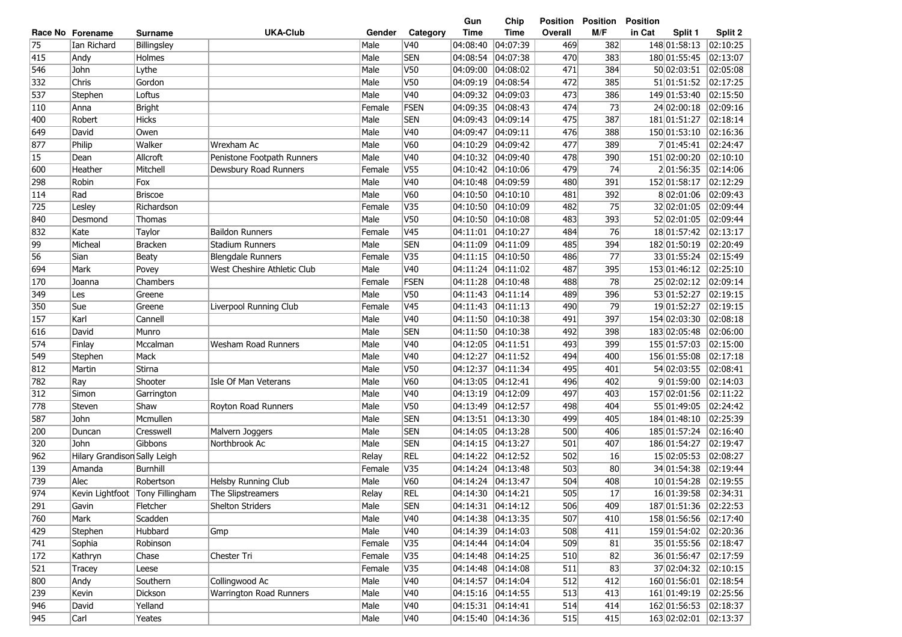| Race No | Forename | Surname | UKA-Club | Gender | Category | Gun Time | Chip Time | Position Overall | Position M/F | Position in Cat | Split 1 | Split 2 |
|---|---|---|---|---|---|---|---|---|---|---|---|---|
| 75 | Ian Richard | Billingsley | | Male | V40 | 04:08:40 | 04:07:39 | 469 | 382 | 148 | 01:58:13 | 02:10:25 |
| 415 | Andy | Holmes | | Male | SEN | 04:08:54 | 04:07:38 | 470 | 383 | 180 | 01:55:45 | 02:13:07 |
| 546 | John | Lythe | | Male | V50 | 04:09:00 | 04:08:02 | 471 | 384 | 50 | 02:03:51 | 02:05:08 |
| 332 | Chris | Gordon | | Male | V50 | 04:09:19 | 04:08:54 | 472 | 385 | 51 | 01:51:52 | 02:17:25 |
| 537 | Stephen | Loftus | | Male | V40 | 04:09:32 | 04:09:03 | 473 | 386 | 149 | 01:53:40 | 02:15:50 |
| 110 | Anna | Bright | | Female | FSEN | 04:09:35 | 04:08:43 | 474 | 73 | 24 | 02:00:18 | 02:09:16 |
| 400 | Robert | Hicks | | Male | SEN | 04:09:43 | 04:09:14 | 475 | 387 | 181 | 01:51:27 | 02:18:14 |
| 649 | David | Owen | | Male | V40 | 04:09:47 | 04:09:11 | 476 | 388 | 150 | 01:53:10 | 02:16:36 |
| 877 | Philip | Walker | Wrexham Ac | Male | V60 | 04:10:29 | 04:09:42 | 477 | 389 | 7 | 01:45:41 | 02:24:47 |
| 15 | Dean | Allcroft | Penistone Footpath Runners | Male | V40 | 04:10:32 | 04:09:40 | 478 | 390 | 151 | 02:00:20 | 02:10:10 |
| 600 | Heather | Mitchell | Dewsbury Road Runners | Female | V55 | 04:10:42 | 04:10:06 | 479 | 74 | 2 | 01:56:35 | 02:14:06 |
| 298 | Robin | Fox | | Male | V40 | 04:10:48 | 04:09:59 | 480 | 391 | 152 | 01:58:17 | 02:12:29 |
| 114 | Rad | Briscoe | | Male | V60 | 04:10:50 | 04:10:10 | 481 | 392 | 8 | 02:01:06 | 02:09:43 |
| 725 | Lesley | Richardson | | Female | V35 | 04:10:50 | 04:10:09 | 482 | 75 | 32 | 02:01:05 | 02:09:44 |
| 840 | Desmond | Thomas | | Male | V50 | 04:10:50 | 04:10:08 | 483 | 393 | 52 | 02:01:05 | 02:09:44 |
| 832 | Kate | Taylor | Baildon Runners | Female | V45 | 04:11:01 | 04:10:27 | 484 | 76 | 18 | 01:57:42 | 02:13:17 |
| 99 | Micheal | Bracken | Stadium Runners | Male | SEN | 04:11:09 | 04:11:09 | 485 | 394 | 182 | 01:50:19 | 02:20:49 |
| 56 | Sian | Beaty | Blengdale Runners | Female | V35 | 04:11:15 | 04:10:50 | 486 | 77 | 33 | 01:55:24 | 02:15:49 |
| 694 | Mark | Povey | West Cheshire Athletic Club | Male | V40 | 04:11:24 | 04:11:02 | 487 | 395 | 153 | 01:46:12 | 02:25:10 |
| 170 | Joanna | Chambers | | Female | FSEN | 04:11:28 | 04:10:48 | 488 | 78 | 25 | 02:02:12 | 02:09:14 |
| 349 | Les | Greene | | Male | V50 | 04:11:43 | 04:11:14 | 489 | 396 | 53 | 01:52:27 | 02:19:15 |
| 350 | Sue | Greene | Liverpool Running Club | Female | V45 | 04:11:43 | 04:11:13 | 490 | 79 | 19 | 01:52:27 | 02:19:15 |
| 157 | Karl | Cannell | | Male | V40 | 04:11:50 | 04:10:38 | 491 | 397 | 154 | 02:03:30 | 02:08:18 |
| 616 | David | Munro | | Male | SEN | 04:11:50 | 04:10:38 | 492 | 398 | 183 | 02:05:48 | 02:06:00 |
| 574 | Finlay | Mccalman | Wesham Road Runners | Male | V40 | 04:12:05 | 04:11:51 | 493 | 399 | 155 | 01:57:03 | 02:15:00 |
| 549 | Stephen | Mack | | Male | V40 | 04:12:27 | 04:11:52 | 494 | 400 | 156 | 01:55:08 | 02:17:18 |
| 812 | Martin | Stirna | | Male | V50 | 04:12:37 | 04:11:34 | 495 | 401 | 54 | 02:03:55 | 02:08:41 |
| 782 | Ray | Shooter | Isle Of Man Veterans | Male | V60 | 04:13:05 | 04:12:41 | 496 | 402 | 9 | 01:59:00 | 02:14:03 |
| 312 | Simon | Garrington | | Male | V40 | 04:13:19 | 04:12:09 | 497 | 403 | 157 | 02:01:56 | 02:11:22 |
| 778 | Steven | Shaw | Royton Road Runners | Male | V50 | 04:13:49 | 04:12:57 | 498 | 404 | 55 | 01:49:05 | 02:24:42 |
| 587 | John | Mcmullen | | Male | SEN | 04:13:51 | 04:13:30 | 499 | 405 | 184 | 01:48:10 | 02:25:39 |
| 200 | Duncan | Cresswell | Malvern Joggers | Male | SEN | 04:14:05 | 04:13:28 | 500 | 406 | 185 | 01:57:24 | 02:16:40 |
| 320 | John | Gibbons | Northbrook Ac | Male | SEN | 04:14:15 | 04:13:27 | 501 | 407 | 186 | 01:54:27 | 02:19:47 |
| 962 | Hilary Grandison | Sally Leigh | | Relay | REL | 04:14:22 | 04:12:52 | 502 | 16 | 15 | 02:05:53 | 02:08:27 |
| 139 | Amanda | Burnhill | | Female | V35 | 04:14:24 | 04:13:48 | 503 | 80 | 34 | 01:54:38 | 02:19:44 |
| 739 | Alec | Robertson | Helsby Running Club | Male | V60 | 04:14:24 | 04:13:47 | 504 | 408 | 10 | 01:54:28 | 02:19:55 |
| 974 | Kevin Lightfoot | Tony Fillingham | The Slipstreamers | Relay | REL | 04:14:30 | 04:14:21 | 505 | 17 | 16 | 01:39:58 | 02:34:31 |
| 291 | Gavin | Fletcher | Shelton Striders | Male | SEN | 04:14:31 | 04:14:12 | 506 | 409 | 187 | 01:51:36 | 02:22:53 |
| 760 | Mark | Scadden | | Male | V40 | 04:14:38 | 04:13:35 | 507 | 410 | 158 | 01:56:56 | 02:17:40 |
| 429 | Stephen | Hubbard | Gmp | Male | V40 | 04:14:39 | 04:14:03 | 508 | 411 | 159 | 01:54:02 | 02:20:36 |
| 741 | Sophia | Robinson | | Female | V35 | 04:14:44 | 04:14:04 | 509 | 81 | 35 | 01:55:56 | 02:18:47 |
| 172 | Kathryn | Chase | Chester Tri | Female | V35 | 04:14:48 | 04:14:25 | 510 | 82 | 36 | 01:56:47 | 02:17:59 |
| 521 | Tracey | Leese | | Female | V35 | 04:14:48 | 04:14:08 | 511 | 83 | 37 | 02:04:32 | 02:10:15 |
| 800 | Andy | Southern | Collingwood Ac | Male | V40 | 04:14:57 | 04:14:04 | 512 | 412 | 160 | 01:56:01 | 02:18:54 |
| 239 | Kevin | Dickson | Warrington Road Runners | Male | V40 | 04:15:16 | 04:14:55 | 513 | 413 | 161 | 01:49:19 | 02:25:56 |
| 946 | David | Yelland | | Male | V40 | 04:15:31 | 04:14:41 | 514 | 414 | 162 | 01:56:53 | 02:18:37 |
| 945 | Carl | Yeates | | Male | V40 | 04:15:40 | 04:14:36 | 515 | 415 | 163 | 02:02:01 | 02:13:37 |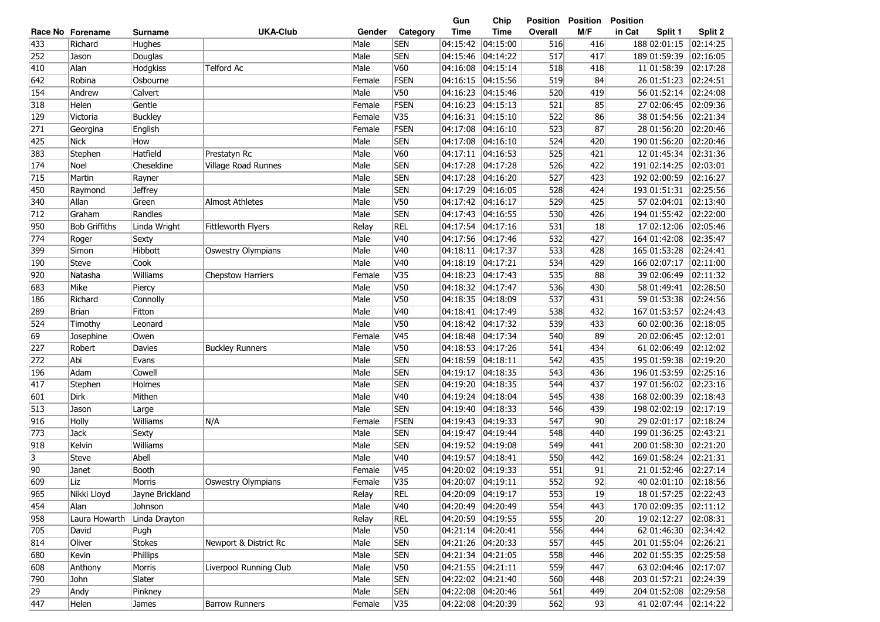| Race No | Forename | Surname | UKA-Club | Gender | Category | Gun Time | Chip Time | Position Overall | Position M/F | Position in Cat | Split 1 | Split 2 |
|---|---|---|---|---|---|---|---|---|---|---|---|---|
| 433 | Richard | Hughes | | Male | SEN | 04:15:42 | 04:15:00 | 516 | 416 | 188 | 02:01:15 | 02:14:25 |
| 252 | Jason | Douglas | | Male | SEN | 04:15:46 | 04:14:22 | 517 | 417 | 189 | 01:59:39 | 02:16:05 |
| 410 | Alan | Hodgkiss | Telford Ac | Male | V60 | 04:16:08 | 04:15:14 | 518 | 418 | 11 | 01:58:39 | 02:17:28 |
| 642 | Robina | Osbourne | | Female | FSEN | 04:16:15 | 04:15:56 | 519 | 84 | 26 | 01:51:23 | 02:24:51 |
| 154 | Andrew | Calvert | | Male | V50 | 04:16:23 | 04:15:46 | 520 | 419 | 56 | 01:52:14 | 02:24:08 |
| 318 | Helen | Gentle | | Female | FSEN | 04:16:23 | 04:15:13 | 521 | 85 | 27 | 02:06:45 | 02:09:36 |
| 129 | Victoria | Buckley | | Female | V35 | 04:16:31 | 04:15:10 | 522 | 86 | 38 | 01:54:56 | 02:21:34 |
| 271 | Georgina | English | | Female | FSEN | 04:17:08 | 04:16:10 | 523 | 87 | 28 | 01:56:20 | 02:20:46 |
| 425 | Nick | How | | Male | SEN | 04:17:08 | 04:16:10 | 524 | 420 | 190 | 01:56:20 | 02:20:46 |
| 383 | Stephen | Hatfield | Prestatyn Rc | Male | V60 | 04:17:11 | 04:16:53 | 525 | 421 | 12 | 01:45:34 | 02:31:36 |
| 174 | Noel | Cheseldine | Village Road Runnes | Male | SEN | 04:17:28 | 04:17:28 | 526 | 422 | 191 | 02:14:25 | 02:03:01 |
| 715 | Martin | Rayner | | Male | SEN | 04:17:28 | 04:16:20 | 527 | 423 | 192 | 02:00:59 | 02:16:27 |
| 450 | Raymond | Jeffrey | | Male | SEN | 04:17:29 | 04:16:05 | 528 | 424 | 193 | 01:51:31 | 02:25:56 |
| 340 | Allan | Green | Almost Athletes | Male | V50 | 04:17:42 | 04:16:17 | 529 | 425 | 57 | 02:04:01 | 02:13:40 |
| 712 | Graham | Randles | | Male | SEN | 04:17:43 | 04:16:55 | 530 | 426 | 194 | 01:55:42 | 02:22:00 |
| 950 | Bob Griffiths | Linda Wright | Fittleworth Flyers | Relay | REL | 04:17:54 | 04:17:16 | 531 | 18 | 17 | 02:12:06 | 02:05:46 |
| 774 | Roger | Sexty | | Male | V40 | 04:17:56 | 04:17:46 | 532 | 427 | 164 | 01:42:08 | 02:35:47 |
| 399 | Simon | Hibbott | Oswestry Olympians | Male | V40 | 04:18:11 | 04:17:37 | 533 | 428 | 165 | 01:53:28 | 02:24:41 |
| 190 | Steve | Cook | | Male | V40 | 04:18:19 | 04:17:21 | 534 | 429 | 166 | 02:07:17 | 02:11:00 |
| 920 | Natasha | Williams | Chepstow Harriers | Female | V35 | 04:18:23 | 04:17:43 | 535 | 88 | 39 | 02:06:49 | 02:11:32 |
| 683 | Mike | Piercy | | Male | V50 | 04:18:32 | 04:17:47 | 536 | 430 | 58 | 01:49:41 | 02:28:50 |
| 186 | Richard | Connolly | | Male | V50 | 04:18:35 | 04:18:09 | 537 | 431 | 59 | 01:53:38 | 02:24:56 |
| 289 | Brian | Fitton | | Male | V40 | 04:18:41 | 04:17:49 | 538 | 432 | 167 | 01:53:57 | 02:24:43 |
| 524 | Timothy | Leonard | | Male | V50 | 04:18:42 | 04:17:32 | 539 | 433 | 60 | 02:00:36 | 02:18:05 |
| 69 | Josephine | Owen | | Female | V45 | 04:18:48 | 04:17:34 | 540 | 89 | 20 | 02:06:45 | 02:12:01 |
| 227 | Robert | Davies | Buckley Runners | Male | V50 | 04:18:53 | 04:17:26 | 541 | 434 | 61 | 02:06:49 | 02:12:02 |
| 272 | Abi | Evans | | Male | SEN | 04:18:59 | 04:18:11 | 542 | 435 | 195 | 01:59:38 | 02:19:20 |
| 196 | Adam | Cowell | | Male | SEN | 04:19:17 | 04:18:35 | 543 | 436 | 196 | 01:53:59 | 02:25:16 |
| 417 | Stephen | Holmes | | Male | SEN | 04:19:20 | 04:18:35 | 544 | 437 | 197 | 01:56:02 | 02:23:16 |
| 601 | Dirk | Mithen | | Male | V40 | 04:19:24 | 04:18:04 | 545 | 438 | 168 | 02:00:39 | 02:18:43 |
| 513 | Jason | Large | | Male | SEN | 04:19:40 | 04:18:33 | 546 | 439 | 198 | 02:02:19 | 02:17:19 |
| 916 | Holly | Williams | N/A | Female | FSEN | 04:19:43 | 04:19:33 | 547 | 90 | 29 | 02:01:17 | 02:18:24 |
| 773 | Jack | Sexty | | Male | SEN | 04:19:47 | 04:19:44 | 548 | 440 | 199 | 01:36:25 | 02:43:21 |
| 918 | Kelvin | Williams | | Male | SEN | 04:19:52 | 04:19:08 | 549 | 441 | 200 | 01:58:30 | 02:21:20 |
| 3 | Steve | Abell | | Male | V40 | 04:19:57 | 04:18:41 | 550 | 442 | 169 | 01:58:24 | 02:21:31 |
| 90 | Janet | Booth | | Female | V45 | 04:20:02 | 04:19:33 | 551 | 91 | 21 | 01:52:46 | 02:27:14 |
| 609 | Liz | Morris | Oswestry Olympians | Female | V35 | 04:20:07 | 04:19:11 | 552 | 92 | 40 | 02:01:10 | 02:18:56 |
| 965 | Nikki Lloyd | Jayne Brickland | | Relay | REL | 04:20:09 | 04:19:17 | 553 | 19 | 18 | 01:57:25 | 02:22:43 |
| 454 | Alan | Johnson | | Male | V40 | 04:20:49 | 04:20:49 | 554 | 443 | 170 | 02:09:35 | 02:11:12 |
| 958 | Laura Howarth | Linda Drayton | | Relay | REL | 04:20:59 | 04:19:55 | 555 | 20 | 19 | 02:12:27 | 02:08:31 |
| 705 | David | Pugh | | Male | V50 | 04:21:14 | 04:20:41 | 556 | 444 | 62 | 01:46:30 | 02:34:42 |
| 814 | Oliver | Stokes | Newport & District Rc | Male | SEN | 04:21:26 | 04:20:33 | 557 | 445 | 201 | 01:55:04 | 02:26:21 |
| 680 | Kevin | Phillips | | Male | SEN | 04:21:34 | 04:21:05 | 558 | 446 | 202 | 01:55:35 | 02:25:58 |
| 608 | Anthony | Morris | Liverpool Running Club | Male | V50 | 04:21:55 | 04:21:11 | 559 | 447 | 63 | 02:04:46 | 02:17:07 |
| 790 | John | Slater | | Male | SEN | 04:22:02 | 04:21:40 | 560 | 448 | 203 | 01:57:21 | 02:24:39 |
| 29 | Andy | Pinkney | | Male | SEN | 04:22:08 | 04:20:46 | 561 | 449 | 204 | 01:52:08 | 02:29:58 |
| 447 | Helen | James | Barrow Runners | Female | V35 | 04:22:08 | 04:20:39 | 562 | 93 | 41 | 02:07:44 | 02:14:22 |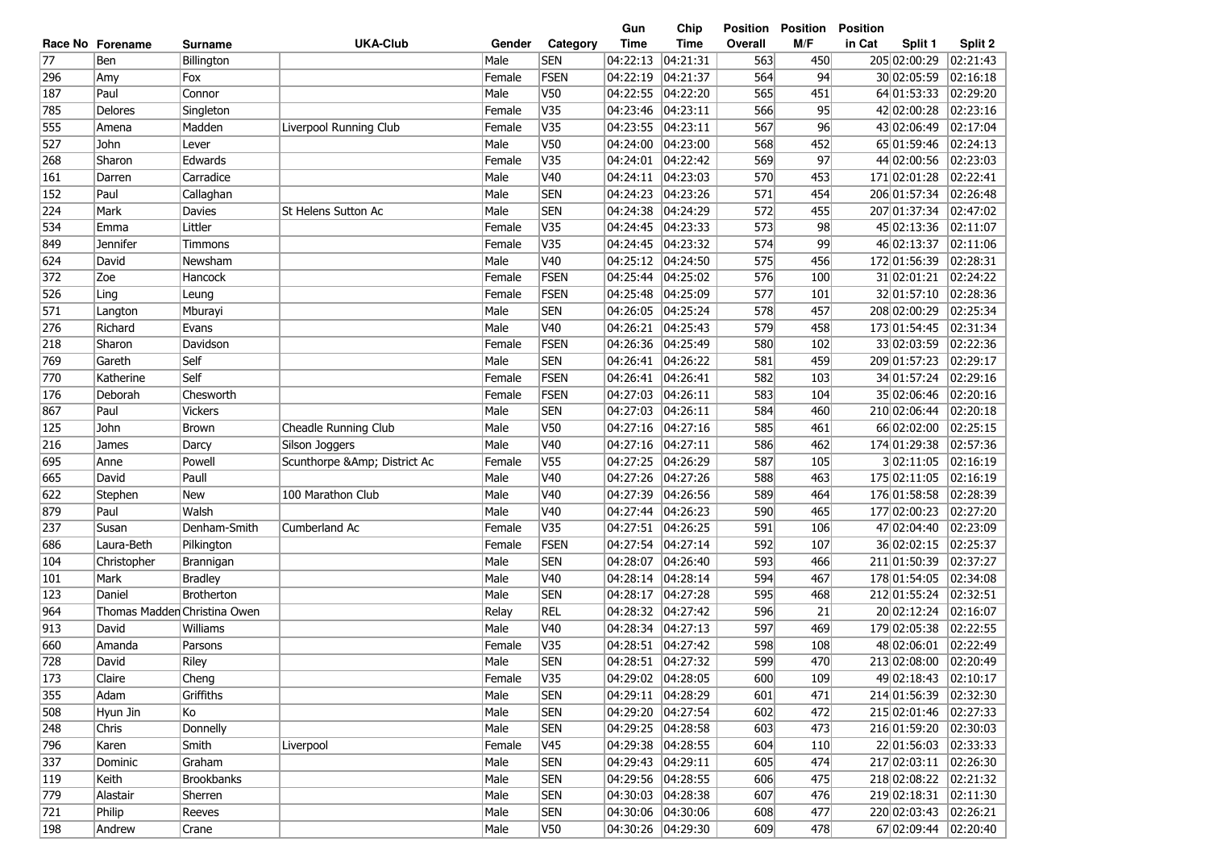| Race No | Forename | Surname | UKA-Club | Gender | Category | Gun Time | Chip Time | Position Overall | Position M/F | Position in Cat | Split 1 | Split 2 |
|---|---|---|---|---|---|---|---|---|---|---|---|---|
| 77 | Ben | Billington | | Male | SEN | 04:22:13 | 04:21:31 | 563 | 450 | 205 | 02:00:29 | 02:21:43 |
| 296 | Amy | Fox | | Female | FSEN | 04:22:19 | 04:21:37 | 564 | 94 | 30 | 02:05:59 | 02:16:18 |
| 187 | Paul | Connor | | Male | V50 | 04:22:55 | 04:22:20 | 565 | 451 | 64 | 01:53:33 | 02:29:20 |
| 785 | Delores | Singleton | | Female | V35 | 04:23:46 | 04:23:11 | 566 | 95 | 42 | 02:00:28 | 02:23:16 |
| 555 | Amena | Madden | Liverpool Running Club | Female | V35 | 04:23:55 | 04:23:11 | 567 | 96 | 43 | 02:06:49 | 02:17:04 |
| 527 | John | Lever | | Male | V50 | 04:24:00 | 04:23:00 | 568 | 452 | 65 | 01:59:46 | 02:24:13 |
| 268 | Sharon | Edwards | | Female | V35 | 04:24:01 | 04:22:42 | 569 | 97 | 44 | 02:00:56 | 02:23:03 |
| 161 | Darren | Carradice | | Male | V40 | 04:24:11 | 04:23:03 | 570 | 453 | 171 | 02:01:28 | 02:22:41 |
| 152 | Paul | Callaghan | | Male | SEN | 04:24:23 | 04:23:26 | 571 | 454 | 206 | 01:57:34 | 02:26:48 |
| 224 | Mark | Davies | St Helens Sutton Ac | Male | SEN | 04:24:38 | 04:24:29 | 572 | 455 | 207 | 01:37:34 | 02:47:02 |
| 534 | Emma | Littler | | Female | V35 | 04:24:45 | 04:23:33 | 573 | 98 | 45 | 02:13:36 | 02:11:07 |
| 849 | Jennifer | Timmons | | Female | V35 | 04:24:45 | 04:23:32 | 574 | 99 | 46 | 02:13:37 | 02:11:06 |
| 624 | David | Newsham | | Male | V40 | 04:25:12 | 04:24:50 | 575 | 456 | 172 | 01:56:39 | 02:28:31 |
| 372 | Zoe | Hancock | | Female | FSEN | 04:25:44 | 04:25:02 | 576 | 100 | 31 | 02:01:21 | 02:24:22 |
| 526 | Ling | Leung | | Female | FSEN | 04:25:48 | 04:25:09 | 577 | 101 | 32 | 01:57:10 | 02:28:36 |
| 571 | Langton | Mburayi | | Male | SEN | 04:26:05 | 04:25:24 | 578 | 457 | 208 | 02:00:29 | 02:25:34 |
| 276 | Richard | Evans | | Male | V40 | 04:26:21 | 04:25:43 | 579 | 458 | 173 | 01:54:45 | 02:31:34 |
| 218 | Sharon | Davidson | | Female | FSEN | 04:26:36 | 04:25:49 | 580 | 102 | 33 | 02:03:59 | 02:22:36 |
| 769 | Gareth | Self | | Male | SEN | 04:26:41 | 04:26:22 | 581 | 459 | 209 | 01:57:23 | 02:29:17 |
| 770 | Katherine | Self | | Female | FSEN | 04:26:41 | 04:26:41 | 582 | 103 | 34 | 01:57:24 | 02:29:16 |
| 176 | Deborah | Chesworth | | Female | FSEN | 04:27:03 | 04:26:11 | 583 | 104 | 35 | 02:06:46 | 02:20:16 |
| 867 | Paul | Vickers | | Male | SEN | 04:27:03 | 04:26:11 | 584 | 460 | 210 | 02:06:44 | 02:20:18 |
| 125 | John | Brown | Cheadle Running Club | Male | V50 | 04:27:16 | 04:27:16 | 585 | 461 | 66 | 02:02:00 | 02:25:15 |
| 216 | James | Darcy | Silson Joggers | Male | V40 | 04:27:16 | 04:27:11 | 586 | 462 | 174 | 01:29:38 | 02:57:36 |
| 695 | Anne | Powell | Scunthorpe &Amp; District Ac | Female | V55 | 04:27:25 | 04:26:29 | 587 | 105 | 3 | 02:11:05 | 02:16:19 |
| 665 | David | Paull | | Male | V40 | 04:27:26 | 04:27:26 | 588 | 463 | 175 | 02:11:05 | 02:16:19 |
| 622 | Stephen | New | 100 Marathon Club | Male | V40 | 04:27:39 | 04:26:56 | 589 | 464 | 176 | 01:58:58 | 02:28:39 |
| 879 | Paul | Walsh | | Male | V40 | 04:27:44 | 04:26:23 | 590 | 465 | 177 | 02:00:23 | 02:27:20 |
| 237 | Susan | Denham-Smith | Cumberland Ac | Female | V35 | 04:27:51 | 04:26:25 | 591 | 106 | 47 | 02:04:40 | 02:23:09 |
| 686 | Laura-Beth | Pilkington | | Female | FSEN | 04:27:54 | 04:27:14 | 592 | 107 | 36 | 02:02:15 | 02:25:37 |
| 104 | Christopher | Brannigan | | Male | SEN | 04:28:07 | 04:26:40 | 593 | 466 | 211 | 01:50:39 | 02:37:27 |
| 101 | Mark | Bradley | | Male | V40 | 04:28:14 | 04:28:14 | 594 | 467 | 178 | 01:54:05 | 02:34:08 |
| 123 | Daniel | Brotherton | | Male | SEN | 04:28:17 | 04:27:28 | 595 | 468 | 212 | 01:55:24 | 02:32:51 |
| 964 | Thomas Madden | Christina Owen | | Relay | REL | 04:28:32 | 04:27:42 | 596 | 21 | 20 | 02:12:24 | 02:16:07 |
| 913 | David | Williams | | Male | V40 | 04:28:34 | 04:27:13 | 597 | 469 | 179 | 02:05:38 | 02:22:55 |
| 660 | Amanda | Parsons | | Female | V35 | 04:28:51 | 04:27:42 | 598 | 108 | 48 | 02:06:01 | 02:22:49 |
| 728 | David | Riley | | Male | SEN | 04:28:51 | 04:27:32 | 599 | 470 | 213 | 02:08:00 | 02:20:49 |
| 173 | Claire | Cheng | | Female | V35 | 04:29:02 | 04:28:05 | 600 | 109 | 49 | 02:18:43 | 02:10:17 |
| 355 | Adam | Griffiths | | Male | SEN | 04:29:11 | 04:28:29 | 601 | 471 | 214 | 01:56:39 | 02:32:30 |
| 508 | Hyun Jin | Ko | | Male | SEN | 04:29:20 | 04:27:54 | 602 | 472 | 215 | 02:01:46 | 02:27:33 |
| 248 | Chris | Donnelly | | Male | SEN | 04:29:25 | 04:28:58 | 603 | 473 | 216 | 01:59:20 | 02:30:03 |
| 796 | Karen | Smith | Liverpool | Female | V45 | 04:29:38 | 04:28:55 | 604 | 110 | 22 | 01:56:03 | 02:33:33 |
| 337 | Dominic | Graham | | Male | SEN | 04:29:43 | 04:29:11 | 605 | 474 | 217 | 02:03:11 | 02:26:30 |
| 119 | Keith | Brookbanks | | Male | SEN | 04:29:56 | 04:28:55 | 606 | 475 | 218 | 02:08:22 | 02:21:32 |
| 779 | Alastair | Sherren | | Male | SEN | 04:30:03 | 04:28:38 | 607 | 476 | 219 | 02:18:31 | 02:11:30 |
| 721 | Philip | Reeves | | Male | SEN | 04:30:06 | 04:30:06 | 608 | 477 | 220 | 02:03:43 | 02:26:21 |
| 198 | Andrew | Crane | | Male | V50 | 04:30:26 | 04:29:30 | 609 | 478 | 67 | 02:09:44 | 02:20:40 |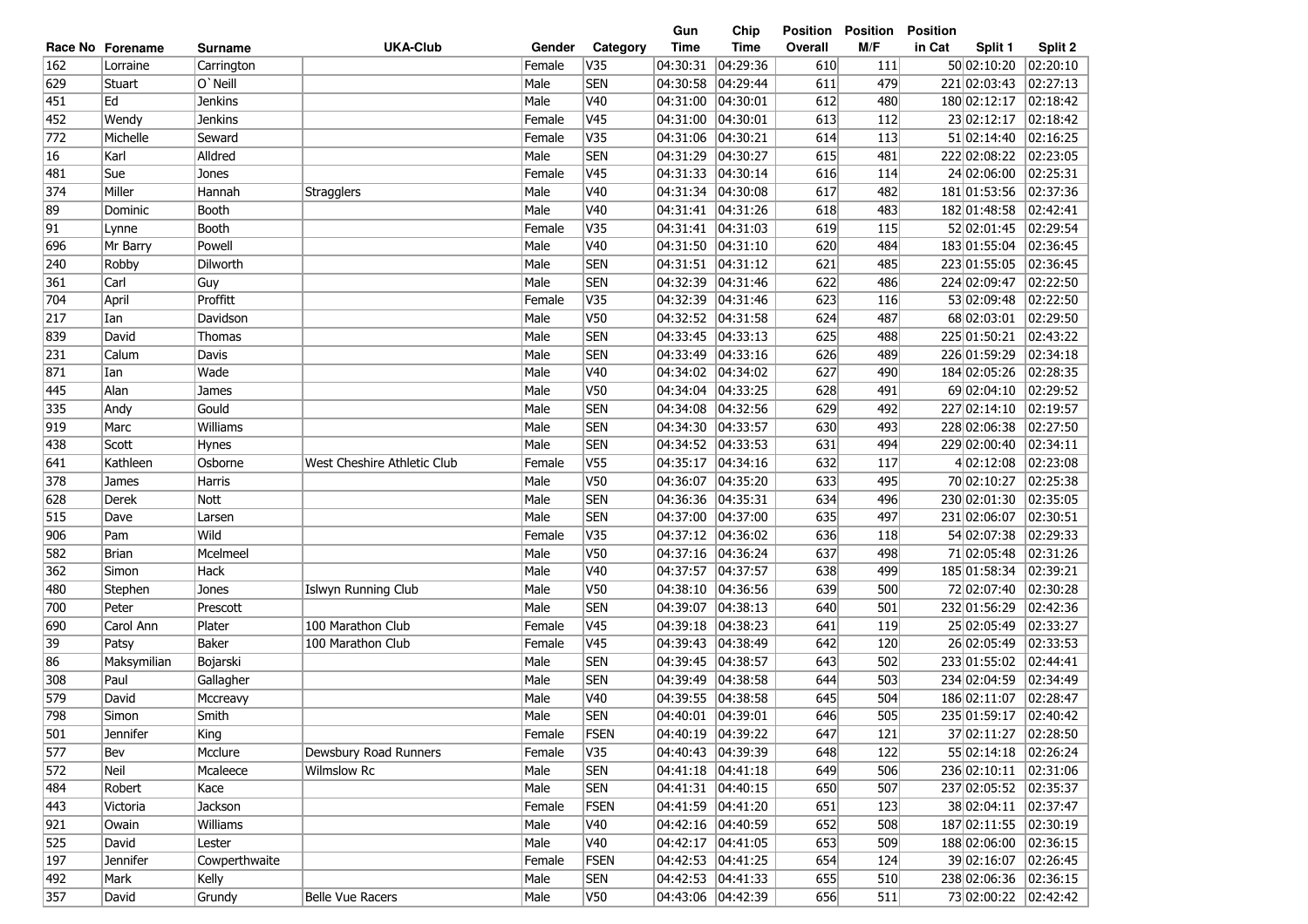| Race No | Forename | Surname | UKA-Club | Gender | Category | Gun Time | Chip Time | Position Overall | Position M/F | Position in Cat | Split 1 | Split 2 |
|---|---|---|---|---|---|---|---|---|---|---|---|---|
| 162 | Lorraine | Carrington | | Female | V35 | 04:30:31 | 04:29:36 | 610 | 111 | 50 | 02:10:20 | 02:20:10 |
| 629 | Stuart | O`Neill | | Male | SEN | 04:30:58 | 04:29:44 | 611 | 479 | 221 | 02:03:43 | 02:27:13 |
| 451 | Ed | Jenkins | | Male | V40 | 04:31:00 | 04:30:01 | 612 | 480 | 180 | 02:12:17 | 02:18:42 |
| 452 | Wendy | Jenkins | | Female | V45 | 04:31:00 | 04:30:01 | 613 | 112 | 23 | 02:12:17 | 02:18:42 |
| 772 | Michelle | Seward | | Female | V35 | 04:31:06 | 04:30:21 | 614 | 113 | 51 | 02:14:40 | 02:16:25 |
| 16 | Karl | Alldred | | Male | SEN | 04:31:29 | 04:30:27 | 615 | 481 | 222 | 02:08:22 | 02:23:05 |
| 481 | Sue | Jones | | Female | V45 | 04:31:33 | 04:30:14 | 616 | 114 | 24 | 02:06:00 | 02:25:31 |
| 374 | Miller | Hannah | Stragglers | Male | V40 | 04:31:34 | 04:30:08 | 617 | 482 | 181 | 01:53:56 | 02:37:36 |
| 89 | Dominic | Booth | | Male | V40 | 04:31:41 | 04:31:26 | 618 | 483 | 182 | 01:48:58 | 02:42:41 |
| 91 | Lynne | Booth | | Female | V35 | 04:31:41 | 04:31:03 | 619 | 115 | 52 | 02:01:45 | 02:29:54 |
| 696 | Mr Barry | Powell | | Male | V40 | 04:31:50 | 04:31:10 | 620 | 484 | 183 | 01:55:04 | 02:36:45 |
| 240 | Robby | Dilworth | | Male | SEN | 04:31:51 | 04:31:12 | 621 | 485 | 223 | 01:55:05 | 02:36:45 |
| 361 | Carl | Guy | | Male | SEN | 04:32:39 | 04:31:46 | 622 | 486 | 224 | 02:09:47 | 02:22:50 |
| 704 | April | Proffitt | | Female | V35 | 04:32:39 | 04:31:46 | 623 | 116 | 53 | 02:09:48 | 02:22:50 |
| 217 | Ian | Davidson | | Male | V50 | 04:32:52 | 04:31:58 | 624 | 487 | 68 | 02:03:01 | 02:29:50 |
| 839 | David | Thomas | | Male | SEN | 04:33:45 | 04:33:13 | 625 | 488 | 225 | 01:50:21 | 02:43:22 |
| 231 | Calum | Davis | | Male | SEN | 04:33:49 | 04:33:16 | 626 | 489 | 226 | 01:59:29 | 02:34:18 |
| 871 | Ian | Wade | | Male | V40 | 04:34:02 | 04:34:02 | 627 | 490 | 184 | 02:05:26 | 02:28:35 |
| 445 | Alan | James | | Male | V50 | 04:34:04 | 04:33:25 | 628 | 491 | 69 | 02:04:10 | 02:29:52 |
| 335 | Andy | Gould | | Male | SEN | 04:34:08 | 04:32:56 | 629 | 492 | 227 | 02:14:10 | 02:19:57 |
| 919 | Marc | Williams | | Male | SEN | 04:34:30 | 04:33:57 | 630 | 493 | 228 | 02:06:38 | 02:27:50 |
| 438 | Scott | Hynes | | Male | SEN | 04:34:52 | 04:33:53 | 631 | 494 | 229 | 02:00:40 | 02:34:11 |
| 641 | Kathleen | Osborne | West Cheshire Athletic Club | Female | V55 | 04:35:17 | 04:34:16 | 632 | 117 | 4 | 02:12:08 | 02:23:08 |
| 378 | James | Harris | | Male | V50 | 04:36:07 | 04:35:20 | 633 | 495 | 70 | 02:10:27 | 02:25:38 |
| 628 | Derek | Nott | | Male | SEN | 04:36:36 | 04:35:31 | 634 | 496 | 230 | 02:01:30 | 02:35:05 |
| 515 | Dave | Larsen | | Male | SEN | 04:37:00 | 04:37:00 | 635 | 497 | 231 | 02:06:07 | 02:30:51 |
| 906 | Pam | Wild | | Female | V35 | 04:37:12 | 04:36:02 | 636 | 118 | 54 | 02:07:38 | 02:29:33 |
| 582 | Brian | Mcelmeel | | Male | V50 | 04:37:16 | 04:36:24 | 637 | 498 | 71 | 02:05:48 | 02:31:26 |
| 362 | Simon | Hack | | Male | V40 | 04:37:57 | 04:37:57 | 638 | 499 | 185 | 01:58:34 | 02:39:21 |
| 480 | Stephen | Jones | Islwyn Running Club | Male | V50 | 04:38:10 | 04:36:56 | 639 | 500 | 72 | 02:07:40 | 02:30:28 |
| 700 | Peter | Prescott | | Male | SEN | 04:39:07 | 04:38:13 | 640 | 501 | 232 | 01:56:29 | 02:42:36 |
| 690 | Carol Ann | Plater | 100 Marathon Club | Female | V45 | 04:39:18 | 04:38:23 | 641 | 119 | 25 | 02:05:49 | 02:33:27 |
| 39 | Patsy | Baker | 100 Marathon Club | Female | V45 | 04:39:43 | 04:38:49 | 642 | 120 | 26 | 02:05:49 | 02:33:53 |
| 86 | Maksymilian | Bojarski | | Male | SEN | 04:39:45 | 04:38:57 | 643 | 502 | 233 | 01:55:02 | 02:44:41 |
| 308 | Paul | Gallagher | | Male | SEN | 04:39:49 | 04:38:58 | 644 | 503 | 234 | 02:04:59 | 02:34:49 |
| 579 | David | Mccreavy | | Male | V40 | 04:39:55 | 04:38:58 | 645 | 504 | 186 | 02:11:07 | 02:28:47 |
| 798 | Simon | Smith | | Male | SEN | 04:40:01 | 04:39:01 | 646 | 505 | 235 | 01:59:17 | 02:40:42 |
| 501 | Jennifer | King | | Female | FSEN | 04:40:19 | 04:39:22 | 647 | 121 | 37 | 02:11:27 | 02:28:50 |
| 577 | Bev | Mcclure | Dewsbury Road Runners | Female | V35 | 04:40:43 | 04:39:39 | 648 | 122 | 55 | 02:14:18 | 02:26:24 |
| 572 | Neil | Mcaleece | Wilmslow Rc | Male | SEN | 04:41:18 | 04:41:18 | 649 | 506 | 236 | 02:10:11 | 02:31:06 |
| 484 | Robert | Kace | | Male | SEN | 04:41:31 | 04:40:15 | 650 | 507 | 237 | 02:05:52 | 02:35:37 |
| 443 | Victoria | Jackson | | Female | FSEN | 04:41:59 | 04:41:20 | 651 | 123 | 38 | 02:04:11 | 02:37:47 |
| 921 | Owain | Williams | | Male | V40 | 04:42:16 | 04:40:59 | 652 | 508 | 187 | 02:11:55 | 02:30:19 |
| 525 | David | Lester | | Male | V40 | 04:42:17 | 04:41:05 | 653 | 509 | 188 | 02:06:00 | 02:36:15 |
| 197 | Jennifer | Cowperthwaite | | Female | FSEN | 04:42:53 | 04:41:25 | 654 | 124 | 39 | 02:16:07 | 02:26:45 |
| 492 | Mark | Kelly | | Male | SEN | 04:42:53 | 04:41:33 | 655 | 510 | 238 | 02:06:36 | 02:36:15 |
| 357 | David | Grundy | Belle Vue Racers | Male | V50 | 04:43:06 | 04:42:39 | 656 | 511 | 73 | 02:00:22 | 02:42:42 |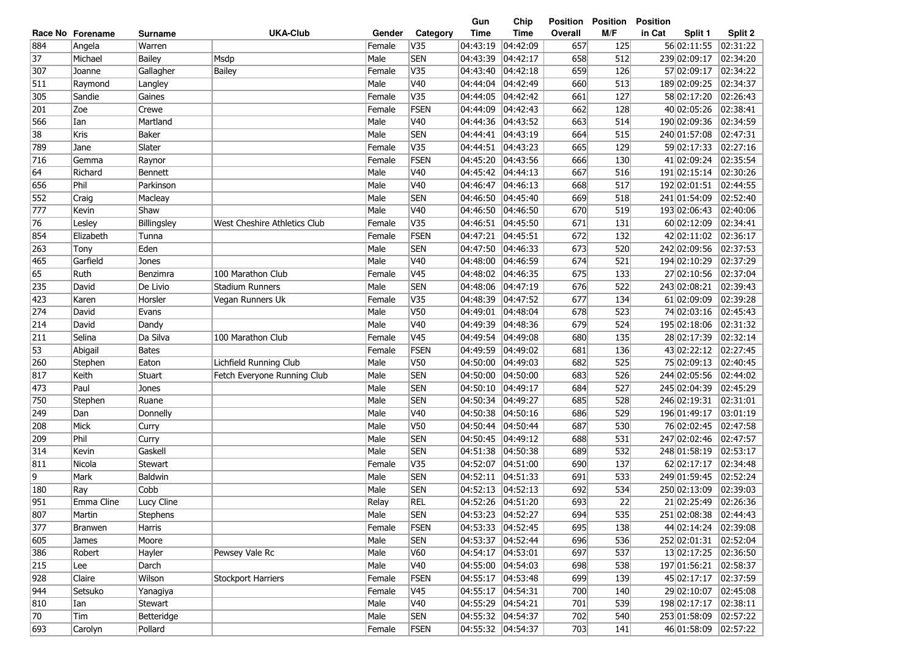| Race No | Forename | Surname | UKA-Club | Gender | Category | Gun Time | Chip Time | Position Overall | Position M/F | Position in Cat | Split 1 | Split 2 |
|---|---|---|---|---|---|---|---|---|---|---|---|---|
| 884 | Angela | Warren | | Female | V35 | 04:43:19 | 04:42:09 | 657 | 125 | 56 | 02:11:55 | 02:31:22 |
| 37 | Michael | Bailey | Msdp | Male | SEN | 04:43:39 | 04:42:17 | 658 | 512 | 239 | 02:09:17 | 02:34:20 |
| 307 | Joanne | Gallagher | Bailey | Female | V35 | 04:43:40 | 04:42:18 | 659 | 126 | 57 | 02:09:17 | 02:34:22 |
| 511 | Raymond | Langley | | Male | V40 | 04:44:04 | 04:42:49 | 660 | 513 | 189 | 02:09:25 | 02:34:37 |
| 305 | Sandie | Gaines | | Female | V35 | 04:44:05 | 04:42:42 | 661 | 127 | 58 | 02:17:20 | 02:26:43 |
| 201 | Zoe | Crewe | | Female | FSEN | 04:44:09 | 04:42:43 | 662 | 128 | 40 | 02:05:26 | 02:38:41 |
| 566 | Ian | Martland | | Male | V40 | 04:44:36 | 04:43:52 | 663 | 514 | 190 | 02:09:36 | 02:34:59 |
| 38 | Kris | Baker | | Male | SEN | 04:44:41 | 04:43:19 | 664 | 515 | 240 | 01:57:08 | 02:47:31 |
| 789 | Jane | Slater | | Female | V35 | 04:44:51 | 04:43:23 | 665 | 129 | 59 | 02:17:33 | 02:27:16 |
| 716 | Gemma | Raynor | | Female | FSEN | 04:45:20 | 04:43:56 | 666 | 130 | 41 | 02:09:24 | 02:35:54 |
| 64 | Richard | Bennett | | Male | V40 | 04:45:42 | 04:44:13 | 667 | 516 | 191 | 02:15:14 | 02:30:26 |
| 656 | Phil | Parkinson | | Male | V40 | 04:46:47 | 04:46:13 | 668 | 517 | 192 | 02:01:51 | 02:44:55 |
| 552 | Craig | Macleay | | Male | SEN | 04:46:50 | 04:45:40 | 669 | 518 | 241 | 01:54:09 | 02:52:40 |
| 777 | Kevin | Shaw | | Male | V40 | 04:46:50 | 04:46:50 | 670 | 519 | 193 | 02:06:43 | 02:40:06 |
| 76 | Lesley | Billingsley | West Cheshire Athletics Club | Female | V35 | 04:46:51 | 04:45:50 | 671 | 131 | 60 | 02:12:09 | 02:34:41 |
| 854 | Elizabeth | Tunna | | Female | FSEN | 04:47:21 | 04:45:51 | 672 | 132 | 42 | 02:11:02 | 02:36:17 |
| 263 | Tony | Eden | | Male | SEN | 04:47:50 | 04:46:33 | 673 | 520 | 242 | 02:09:56 | 02:37:53 |
| 465 | Garfield | Jones | | Male | V40 | 04:48:00 | 04:46:59 | 674 | 521 | 194 | 02:10:29 | 02:37:29 |
| 65 | Ruth | Benzimra | 100 Marathon Club | Female | V45 | 04:48:02 | 04:46:35 | 675 | 133 | 27 | 02:10:56 | 02:37:04 |
| 235 | David | De Livio | Stadium Runners | Male | SEN | 04:48:06 | 04:47:19 | 676 | 522 | 243 | 02:08:21 | 02:39:43 |
| 423 | Karen | Horsler | Vegan Runners Uk | Female | V35 | 04:48:39 | 04:47:52 | 677 | 134 | 61 | 02:09:09 | 02:39:28 |
| 274 | David | Evans | | Male | V50 | 04:49:01 | 04:48:04 | 678 | 523 | 74 | 02:03:16 | 02:45:43 |
| 214 | David | Dandy | | Male | V40 | 04:49:39 | 04:48:36 | 679 | 524 | 195 | 02:18:06 | 02:31:32 |
| 211 | Selina | Da Silva | 100 Marathon Club | Female | V45 | 04:49:54 | 04:49:08 | 680 | 135 | 28 | 02:17:39 | 02:32:14 |
| 53 | Abigail | Bates | | Female | FSEN | 04:49:59 | 04:49:02 | 681 | 136 | 43 | 02:22:12 | 02:27:45 |
| 260 | Stephen | Eaton | Lichfield Running Club | Male | V50 | 04:50:00 | 04:49:03 | 682 | 525 | 75 | 02:09:13 | 02:40:45 |
| 817 | Keith | Stuart | Fetch Everyone Running Club | Male | SEN | 04:50:00 | 04:50:00 | 683 | 526 | 244 | 02:05:56 | 02:44:02 |
| 473 | Paul | Jones | | Male | SEN | 04:50:10 | 04:49:17 | 684 | 527 | 245 | 02:04:39 | 02:45:29 |
| 750 | Stephen | Ruane | | Male | SEN | 04:50:34 | 04:49:27 | 685 | 528 | 246 | 02:19:31 | 02:31:01 |
| 249 | Dan | Donnelly | | Male | V40 | 04:50:38 | 04:50:16 | 686 | 529 | 196 | 01:49:17 | 03:01:19 |
| 208 | Mick | Curry | | Male | V50 | 04:50:44 | 04:50:44 | 687 | 530 | 76 | 02:02:45 | 02:47:58 |
| 209 | Phil | Curry | | Male | SEN | 04:50:45 | 04:49:12 | 688 | 531 | 247 | 02:02:46 | 02:47:57 |
| 314 | Kevin | Gaskell | | Male | SEN | 04:51:38 | 04:50:38 | 689 | 532 | 248 | 01:58:19 | 02:53:17 |
| 811 | Nicola | Stewart | | Female | V35 | 04:52:07 | 04:51:00 | 690 | 137 | 62 | 02:17:17 | 02:34:48 |
| 9 | Mark | Baldwin | | Male | SEN | 04:52:11 | 04:51:33 | 691 | 533 | 249 | 01:59:45 | 02:52:24 |
| 180 | Ray | Cobb | | Male | SEN | 04:52:13 | 04:52:13 | 692 | 534 | 250 | 02:13:09 | 02:39:03 |
| 951 | Emma Cline | Lucy Cline | | Relay | REL | 04:52:26 | 04:51:20 | 693 | 22 | 21 | 02:25:49 | 02:26:36 |
| 807 | Martin | Stephens | | Male | SEN | 04:53:23 | 04:52:27 | 694 | 535 | 251 | 02:08:38 | 02:44:43 |
| 377 | Branwen | Harris | | Female | FSEN | 04:53:33 | 04:52:45 | 695 | 138 | 44 | 02:14:24 | 02:39:08 |
| 605 | James | Moore | | Male | SEN | 04:53:37 | 04:52:44 | 696 | 536 | 252 | 02:01:31 | 02:52:04 |
| 386 | Robert | Hayler | Pewsey Vale Rc | Male | V60 | 04:54:17 | 04:53:01 | 697 | 537 | 13 | 02:17:25 | 02:36:50 |
| 215 | Lee | Darch | | Male | V40 | 04:55:00 | 04:54:03 | 698 | 538 | 197 | 01:56:21 | 02:58:37 |
| 928 | Claire | Wilson | Stockport Harriers | Female | FSEN | 04:55:17 | 04:53:48 | 699 | 139 | 45 | 02:17:17 | 02:37:59 |
| 944 | Setsuko | Yanagiya | | Female | V45 | 04:55:17 | 04:54:31 | 700 | 140 | 29 | 02:10:07 | 02:45:08 |
| 810 | Ian | Stewart | | Male | V40 | 04:55:29 | 04:54:21 | 701 | 539 | 198 | 02:17:17 | 02:38:11 |
| 70 | Tim | Betteridge | | Male | SEN | 04:55:32 | 04:54:37 | 702 | 540 | 253 | 01:58:09 | 02:57:22 |
| 693 | Carolyn | Pollard | | Female | FSEN | 04:55:32 | 04:54:37 | 703 | 141 | 46 | 01:58:09 | 02:57:22 |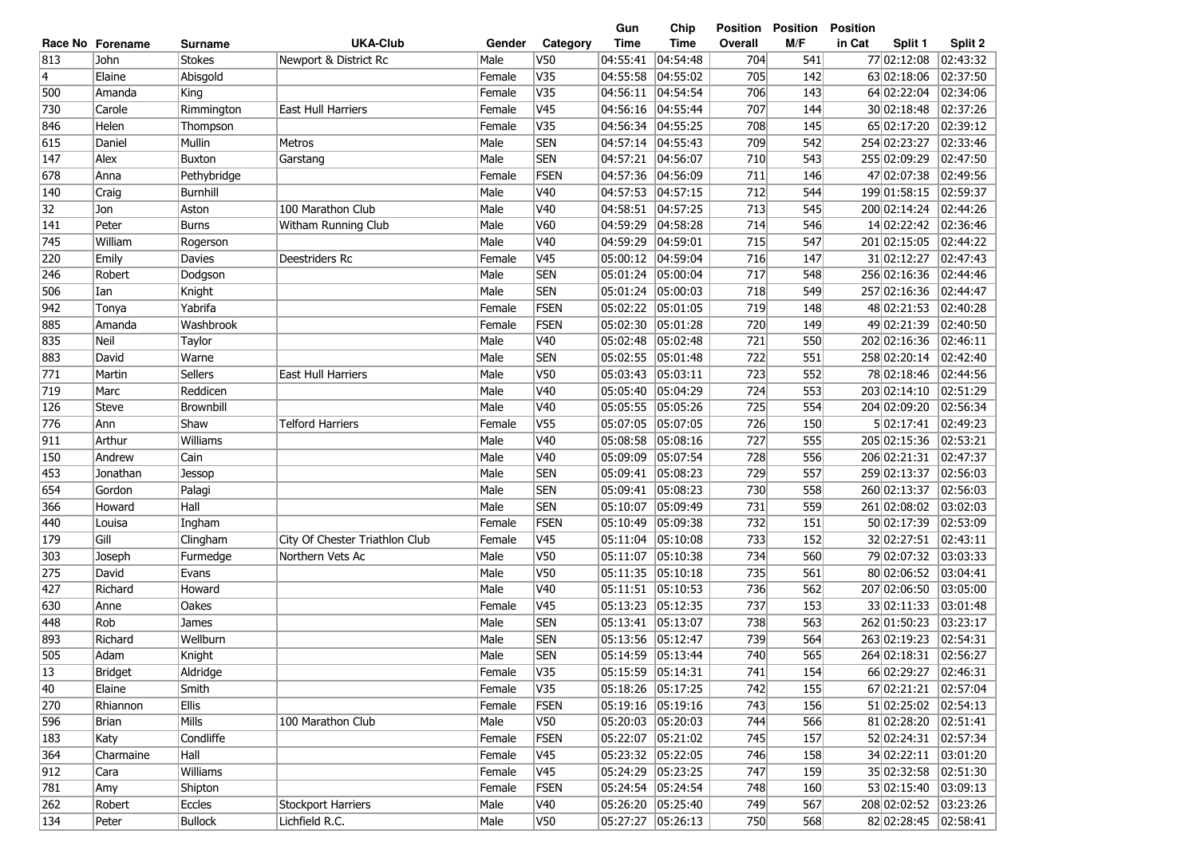| Race No | Forename | Surname | UKA-Club | Gender | Category | Gun Time | Chip Time | Position Overall | Position M/F | Position in Cat | Split 1 | Split 2 |
|---|---|---|---|---|---|---|---|---|---|---|---|---|
| 813 | John | Stokes | Newport & District Rc | Male | V50 | 04:55:41 | 04:54:48 | 704 | 541 | 77 | 02:12:08 | 02:43:32 |
| 4 | Elaine | Abisgold | | Female | V35 | 04:55:58 | 04:55:02 | 705 | 142 | 63 | 02:18:06 | 02:37:50 |
| 500 | Amanda | King | | Female | V35 | 04:56:11 | 04:54:54 | 706 | 143 | 64 | 02:22:04 | 02:34:06 |
| 730 | Carole | Rimmington | East Hull Harriers | Female | V45 | 04:56:16 | 04:55:44 | 707 | 144 | 30 | 02:18:48 | 02:37:26 |
| 846 | Helen | Thompson | | Female | V35 | 04:56:34 | 04:55:25 | 708 | 145 | 65 | 02:17:20 | 02:39:12 |
| 615 | Daniel | Mullin | Metros | Male | SEN | 04:57:14 | 04:55:43 | 709 | 542 | 254 | 02:23:27 | 02:33:46 |
| 147 | Alex | Buxton | Garstang | Male | SEN | 04:57:21 | 04:56:07 | 710 | 543 | 255 | 02:09:29 | 02:47:50 |
| 678 | Anna | Pethybridge | | Female | FSEN | 04:57:36 | 04:56:09 | 711 | 146 | 47 | 02:07:38 | 02:49:56 |
| 140 | Craig | Burnhill | | Male | V40 | 04:57:53 | 04:57:15 | 712 | 544 | 199 | 01:58:15 | 02:59:37 |
| 32 | Jon | Aston | 100 Marathon Club | Male | V40 | 04:58:51 | 04:57:25 | 713 | 545 | 200 | 02:14:24 | 02:44:26 |
| 141 | Peter | Burns | Witham Running Club | Male | V60 | 04:59:29 | 04:58:28 | 714 | 546 | 14 | 02:22:42 | 02:36:46 |
| 745 | William | Rogerson | | Male | V40 | 04:59:29 | 04:59:01 | 715 | 547 | 201 | 02:15:05 | 02:44:22 |
| 220 | Emily | Davies | Deestriders Rc | Female | V45 | 05:00:12 | 04:59:04 | 716 | 147 | 31 | 02:12:27 | 02:47:43 |
| 246 | Robert | Dodgson | | Male | SEN | 05:01:24 | 05:00:04 | 717 | 548 | 256 | 02:16:36 | 02:44:46 |
| 506 | Ian | Knight | | Male | SEN | 05:01:24 | 05:00:03 | 718 | 549 | 257 | 02:16:36 | 02:44:47 |
| 942 | Tonya | Yabrifa | | Female | FSEN | 05:02:22 | 05:01:05 | 719 | 148 | 48 | 02:21:53 | 02:40:28 |
| 885 | Amanda | Washbrook | | Female | FSEN | 05:02:30 | 05:01:28 | 720 | 149 | 49 | 02:21:39 | 02:40:50 |
| 835 | Neil | Taylor | | Male | V40 | 05:02:48 | 05:02:48 | 721 | 550 | 202 | 02:16:36 | 02:46:11 |
| 883 | David | Warne | | Male | SEN | 05:02:55 | 05:01:48 | 722 | 551 | 258 | 02:20:14 | 02:42:40 |
| 771 | Martin | Sellers | East Hull Harriers | Male | V50 | 05:03:43 | 05:03:11 | 723 | 552 | 78 | 02:18:46 | 02:44:56 |
| 719 | Marc | Reddicen | | Male | V40 | 05:05:40 | 05:04:29 | 724 | 553 | 203 | 02:14:10 | 02:51:29 |
| 126 | Steve | Brownbill | | Male | V40 | 05:05:55 | 05:05:26 | 725 | 554 | 204 | 02:09:20 | 02:56:34 |
| 776 | Ann | Shaw | Telford Harriers | Female | V55 | 05:07:05 | 05:07:05 | 726 | 150 | 5 | 02:17:41 | 02:49:23 |
| 911 | Arthur | Williams | | Male | V40 | 05:08:58 | 05:08:16 | 727 | 555 | 205 | 02:15:36 | 02:53:21 |
| 150 | Andrew | Cain | | Male | V40 | 05:09:09 | 05:07:54 | 728 | 556 | 206 | 02:21:31 | 02:47:37 |
| 453 | Jonathan | Jessop | | Male | SEN | 05:09:41 | 05:08:23 | 729 | 557 | 259 | 02:13:37 | 02:56:03 |
| 654 | Gordon | Palagi | | Male | SEN | 05:09:41 | 05:08:23 | 730 | 558 | 260 | 02:13:37 | 02:56:03 |
| 366 | Howard | Hall | | Male | SEN | 05:10:07 | 05:09:49 | 731 | 559 | 261 | 02:08:02 | 03:02:03 |
| 440 | Louisa | Ingham | | Female | FSEN | 05:10:49 | 05:09:38 | 732 | 151 | 50 | 02:17:39 | 02:53:09 |
| 179 | Gill | Clingham | City Of Chester Triathlon Club | Female | V45 | 05:11:04 | 05:10:08 | 733 | 152 | 32 | 02:27:51 | 02:43:11 |
| 303 | Joseph | Furmedge | Northern Vets Ac | Male | V50 | 05:11:07 | 05:10:38 | 734 | 560 | 79 | 02:07:32 | 03:03:33 |
| 275 | David | Evans | | Male | V50 | 05:11:35 | 05:10:18 | 735 | 561 | 80 | 02:06:52 | 03:04:41 |
| 427 | Richard | Howard | | Male | V40 | 05:11:51 | 05:10:53 | 736 | 562 | 207 | 02:06:50 | 03:05:00 |
| 630 | Anne | Oakes | | Female | V45 | 05:13:23 | 05:12:35 | 737 | 153 | 33 | 02:11:33 | 03:01:48 |
| 448 | Rob | James | | Male | SEN | 05:13:41 | 05:13:07 | 738 | 563 | 262 | 01:50:23 | 03:23:17 |
| 893 | Richard | Wellburn | | Male | SEN | 05:13:56 | 05:12:47 | 739 | 564 | 263 | 02:19:23 | 02:54:31 |
| 505 | Adam | Knight | | Male | SEN | 05:14:59 | 05:13:44 | 740 | 565 | 264 | 02:18:31 | 02:56:27 |
| 13 | Bridget | Aldridge | | Female | V35 | 05:15:59 | 05:14:31 | 741 | 154 | 66 | 02:29:27 | 02:46:31 |
| 40 | Elaine | Smith | | Female | V35 | 05:18:26 | 05:17:25 | 742 | 155 | 67 | 02:21:21 | 02:57:04 |
| 270 | Rhiannon | Ellis | | Female | FSEN | 05:19:16 | 05:19:16 | 743 | 156 | 51 | 02:25:02 | 02:54:13 |
| 596 | Brian | Mills | 100 Marathon Club | Male | V50 | 05:20:03 | 05:20:03 | 744 | 566 | 81 | 02:28:20 | 02:51:41 |
| 183 | Katy | Condliffe | | Female | FSEN | 05:22:07 | 05:21:02 | 745 | 157 | 52 | 02:24:31 | 02:57:34 |
| 364 | Charmaine | Hall | | Female | V45 | 05:23:32 | 05:22:05 | 746 | 158 | 34 | 02:22:11 | 03:01:20 |
| 912 | Cara | Williams | | Female | V45 | 05:24:29 | 05:23:25 | 747 | 159 | 35 | 02:32:58 | 02:51:30 |
| 781 | Amy | Shipton | | Female | FSEN | 05:24:54 | 05:24:54 | 748 | 160 | 53 | 02:15:40 | 03:09:13 |
| 262 | Robert | Eccles | Stockport Harriers | Male | V40 | 05:26:20 | 05:25:40 | 749 | 567 | 208 | 02:02:52 | 03:23:26 |
| 134 | Peter | Bullock | Lichfield R.C. | Male | V50 | 05:27:27 | 05:26:13 | 750 | 568 | 82 | 02:28:45 | 02:58:41 |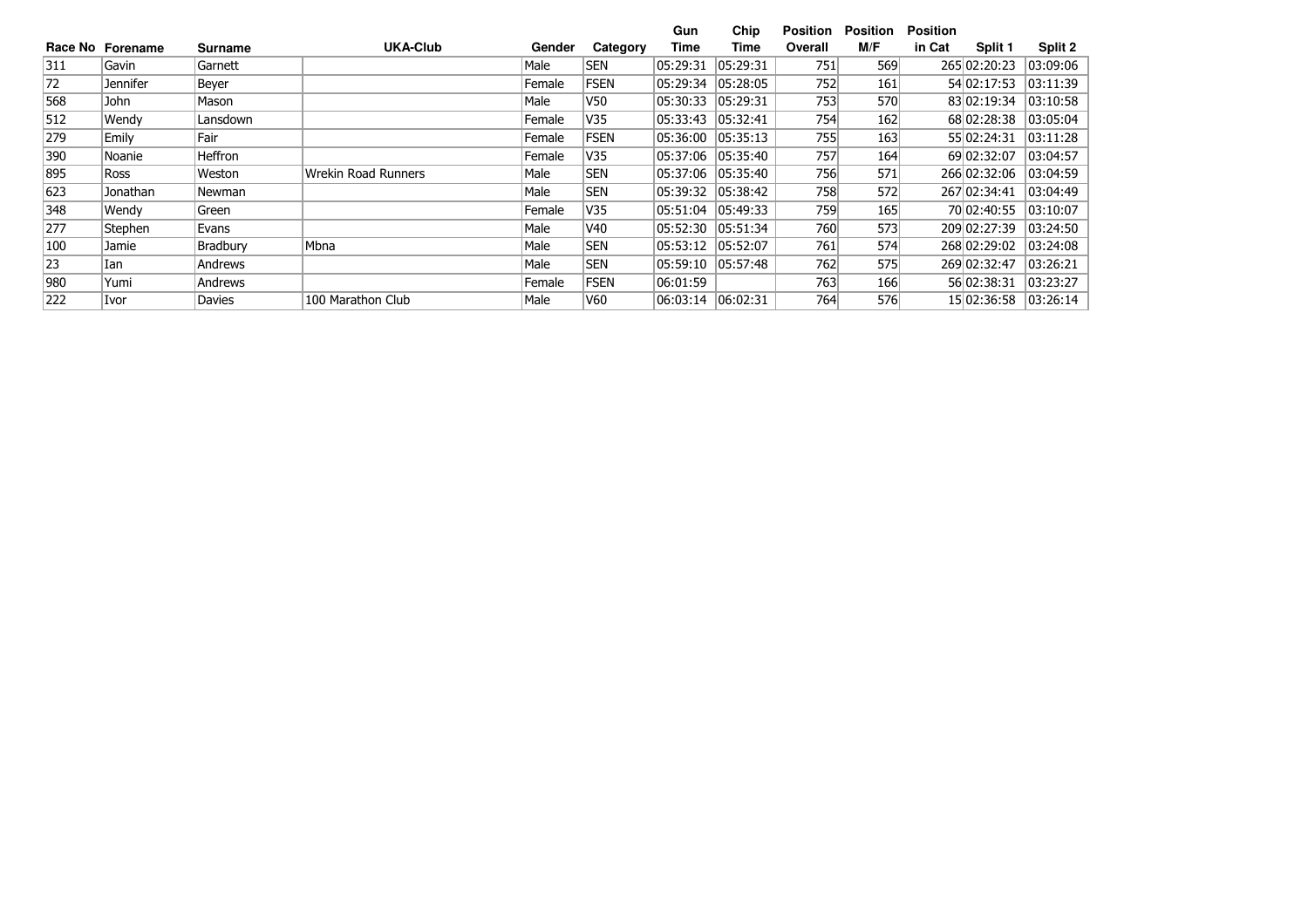| Race No | Forename | Surname | UKA-Club | Gender | Category | Gun Time | Chip Time | Position Overall | Position M/F | Position in Cat | Split 1 | Split 2 |
|---|---|---|---|---|---|---|---|---|---|---|---|---|
| 311 | Gavin | Garnett | | Male | SEN | 05:29:31 | 05:29:31 | 751 | 569 | 265 | 02:20:23 | 03:09:06 |
| 72 | Jennifer | Beyer | | Female | FSEN | 05:29:34 | 05:28:05 | 752 | 161 | 54 | 02:17:53 | 03:11:39 |
| 568 | John | Mason | | Male | V50 | 05:30:33 | 05:29:31 | 753 | 570 | 83 | 02:19:34 | 03:10:58 |
| 512 | Wendy | Lansdown | | Female | V35 | 05:33:43 | 05:32:41 | 754 | 162 | 68 | 02:28:38 | 03:05:04 |
| 279 | Emily | Fair | | Female | FSEN | 05:36:00 | 05:35:13 | 755 | 163 | 55 | 02:24:31 | 03:11:28 |
| 390 | Noanie | Heffron | | Female | V35 | 05:37:06 | 05:35:40 | 757 | 164 | 69 | 02:32:07 | 03:04:57 |
| 895 | Ross | Weston | Wrekin Road Runners | Male | SEN | 05:37:06 | 05:35:40 | 756 | 571 | 266 | 02:32:06 | 03:04:59 |
| 623 | Jonathan | Newman | | Male | SEN | 05:39:32 | 05:38:42 | 758 | 572 | 267 | 02:34:41 | 03:04:49 |
| 348 | Wendy | Green | | Female | V35 | 05:51:04 | 05:49:33 | 759 | 165 | 70 | 02:40:55 | 03:10:07 |
| 277 | Stephen | Evans | | Male | V40 | 05:52:30 | 05:51:34 | 760 | 573 | 209 | 02:27:39 | 03:24:50 |
| 100 | Jamie | Bradbury | Mbna | Male | SEN | 05:53:12 | 05:52:07 | 761 | 574 | 268 | 02:29:02 | 03:24:08 |
| 23 | Ian | Andrews | | Male | SEN | 05:59:10 | 05:57:48 | 762 | 575 | 269 | 02:32:47 | 03:26:21 |
| 980 | Yumi | Andrews | | Female | FSEN | 06:01:59 | | 763 | 166 | 56 | 02:38:31 | 03:23:27 |
| 222 | Ivor | Davies | 100 Marathon Club | Male | V60 | 06:03:14 | 06:02:31 | 764 | 576 | 15 | 02:36:58 | 03:26:14 |